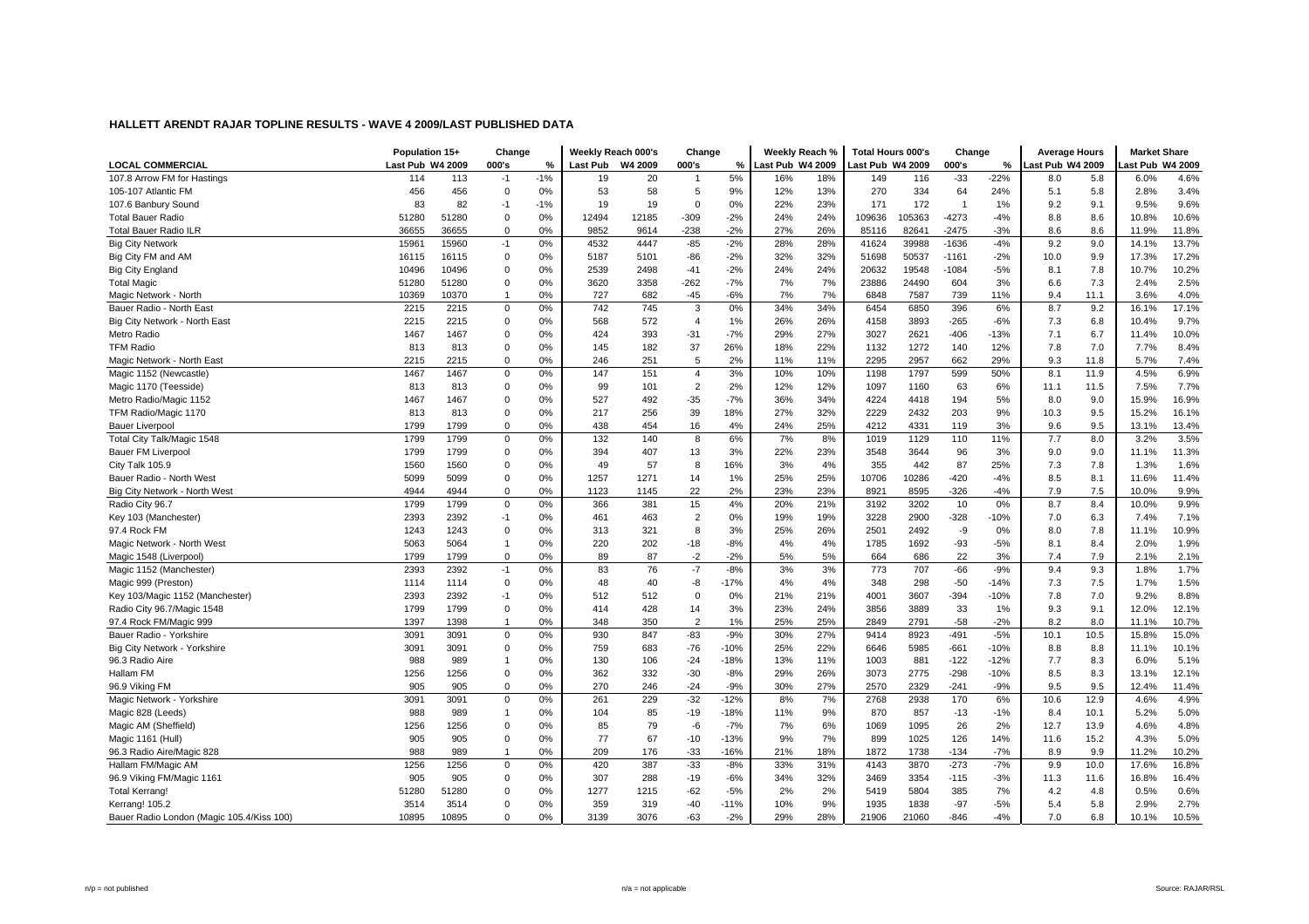## HALLETT AREND RAJAR TOPLINE RESULTS - WAVE 4 2009/LAST PUBLISHED DATA

| LOCAL COMMERCIAL | Population 15+ | | Change | | Weekly Reach 000's | | Change | | Weekly Reach % | | Total Hours 000's | | Change | | Average Hours | | Market Share | |
|---|---|---|---|---|---|---|---|---|---|---|---|---|---|---|---|---|---|---|
| | Last Pub | W4 2009 | 000's | % | Last Pub | W4 2009 | 000's | % | Last Pub | W4 2009 | Last Pub | W4 2009 | 000's | % | Last Pub | W4 2009 | Last Pub | W4 2009 |
| 107.8 Arrow FM for Hastings | 114 | 113 | -1 | -1% | 19 | 20 | 1 | 5% | 16% | 18% | 149 | 116 | -33 | -22% | 8.0 | 5.8 | 6.0% | 4.6% |
| 105-107 Atlantic FM | 456 | 456 | 0 | 0% | 53 | 58 | 5 | 9% | 12% | 13% | 270 | 334 | 64 | 24% | 5.1 | 5.8 | 2.8% | 3.4% |
| 107.6 Banbury Sound | 83 | 82 | -1 | -1% | 19 | 19 | 0 | 0% | 22% | 23% | 171 | 172 | 1 | 1% | 9.2 | 9.1 | 9.5% | 9.6% |
| Total Bauer Radio | 51280 | 51280 | 0 | 0% | 12494 | 12185 | -309 | -2% | 24% | 24% | 109636 | 105363 | -4273 | -4% | 8.8 | 8.6 | 10.8% | 10.6% |
| Total Bauer Radio ILR | 36655 | 36655 | 0 | 0% | 9852 | 9614 | -238 | -2% | 27% | 26% | 85116 | 82641 | -2475 | -3% | 8.6 | 8.6 | 11.9% | 11.8% |
| Big City Network | 15961 | 15960 | -1 | 0% | 4532 | 4447 | -85 | -2% | 28% | 28% | 41624 | 39988 | -1636 | -4% | 9.2 | 9.0 | 14.1% | 13.7% |
| Big City FM and AM | 16115 | 16115 | 0 | 0% | 5187 | 5101 | -86 | -2% | 32% | 32% | 51698 | 50537 | -1161 | -2% | 10.0 | 9.9 | 17.3% | 17.2% |
| Big City England | 10496 | 10496 | 0 | 0% | 2539 | 2498 | -41 | -2% | 24% | 24% | 20632 | 19548 | -1084 | -5% | 8.1 | 7.8 | 10.7% | 10.2% |
| Total Magic | 51280 | 51280 | 0 | 0% | 3620 | 3358 | -262 | -7% | 7% | 7% | 23886 | 24490 | 604 | 3% | 6.6 | 7.3 | 2.4% | 2.5% |
| Magic Network - North | 10369 | 10370 | 1 | 0% | 727 | 682 | -45 | -6% | 7% | 7% | 6848 | 7587 | 739 | 11% | 9.4 | 11.1 | 3.6% | 4.0% |
| Bauer Radio - North East | 2215 | 2215 | 0 | 0% | 742 | 745 | 3 | 0% | 34% | 34% | 6454 | 6850 | 396 | 6% | 8.7 | 9.2 | 16.1% | 17.1% |
| Big City Network - North East | 2215 | 2215 | 0 | 0% | 568 | 572 | 4 | 1% | 26% | 26% | 4158 | 3893 | -265 | -6% | 7.3 | 6.8 | 10.4% | 9.7% |
| Metro Radio | 1467 | 1467 | 0 | 0% | 424 | 393 | -31 | -7% | 29% | 27% | 3027 | 2621 | -406 | -13% | 7.1 | 6.7 | 11.4% | 10.0% |
| TFM Radio | 813 | 813 | 0 | 0% | 145 | 182 | 37 | 26% | 18% | 22% | 1132 | 1272 | 140 | 12% | 7.8 | 7.0 | 7.7% | 8.4% |
| Magic Network - North East | 2215 | 2215 | 0 | 0% | 246 | 251 | 5 | 2% | 11% | 11% | 2295 | 2957 | 662 | 29% | 9.3 | 11.8 | 5.7% | 7.4% |
| Magic 1152 (Newcastle) | 1467 | 1467 | 0 | 0% | 147 | 151 | 4 | 3% | 10% | 10% | 1198 | 1797 | 599 | 50% | 8.1 | 11.9 | 4.5% | 6.9% |
| Magic 1170 (Teesside) | 813 | 813 | 0 | 0% | 99 | 101 | 2 | 2% | 12% | 12% | 1097 | 1160 | 63 | 6% | 11.1 | 11.5 | 7.5% | 7.7% |
| Metro Radio/Magic 1152 | 1467 | 1467 | 0 | 0% | 527 | 492 | -35 | -7% | 36% | 34% | 4224 | 4418 | 194 | 5% | 8.0 | 9.0 | 15.9% | 16.9% |
| TFM Radio/Magic 1170 | 813 | 813 | 0 | 0% | 217 | 256 | 39 | 18% | 27% | 32% | 2229 | 2432 | 203 | 9% | 10.3 | 9.5 | 15.2% | 16.1% |
| Bauer Liverpool | 1799 | 1799 | 0 | 0% | 438 | 454 | 16 | 4% | 24% | 25% | 4212 | 4331 | 119 | 3% | 9.6 | 9.5 | 13.1% | 13.4% |
| Total City Talk/Magic 1548 | 1799 | 1799 | 0 | 0% | 132 | 140 | 8 | 6% | 7% | 8% | 1019 | 1129 | 110 | 11% | 7.7 | 8.0 | 3.2% | 3.5% |
| Bauer FM Liverpool | 1799 | 1799 | 0 | 0% | 394 | 407 | 13 | 3% | 22% | 23% | 3548 | 3644 | 96 | 3% | 9.0 | 9.0 | 11.1% | 11.3% |
| City Talk 105.9 | 1560 | 1560 | 0 | 0% | 49 | 57 | 8 | 16% | 3% | 4% | 355 | 442 | 87 | 25% | 7.3 | 7.8 | 1.3% | 1.6% |
| Bauer Radio - North West | 5099 | 5099 | 0 | 0% | 1257 | 1271 | 14 | 1% | 25% | 25% | 10706 | 10286 | -420 | -4% | 8.5 | 8.1 | 11.6% | 11.4% |
| Big City Network - North West | 4944 | 4944 | 0 | 0% | 1123 | 1145 | 22 | 2% | 23% | 23% | 8921 | 8595 | -326 | -4% | 7.9 | 7.5 | 10.0% | 9.9% |
| Radio City 96.7 | 1799 | 1799 | 0 | 0% | 366 | 381 | 15 | 4% | 20% | 21% | 3192 | 3202 | 10 | 0% | 8.7 | 8.4 | 10.0% | 9.9% |
| Key 103 (Manchester) | 2393 | 2392 | -1 | 0% | 461 | 463 | 2 | 0% | 19% | 19% | 3228 | 2900 | -328 | -10% | 7.0 | 6.3 | 7.4% | 7.1% |
| 97.4 Rock FM | 1243 | 1243 | 0 | 0% | 313 | 321 | 8 | 3% | 25% | 26% | 2501 | 2492 | -9 | 0% | 8.0 | 7.8 | 11.1% | 10.9% |
| Magic Network - North West | 5063 | 5064 | 1 | 0% | 220 | 202 | -18 | -8% | 4% | 4% | 1785 | 1692 | -93 | -5% | 8.1 | 8.4 | 2.0% | 1.9% |
| Magic 1548 (Liverpool) | 1799 | 1799 | 0 | 0% | 89 | 87 | -2 | -2% | 5% | 5% | 664 | 686 | 22 | 3% | 7.4 | 7.9 | 2.1% | 2.1% |
| Magic 1152 (Manchester) | 2393 | 2392 | -1 | 0% | 83 | 76 | -7 | -8% | 3% | 3% | 773 | 707 | -66 | -9% | 9.4 | 9.3 | 1.8% | 1.7% |
| Magic 999 (Preston) | 1114 | 1114 | 0 | 0% | 48 | 40 | -8 | -17% | 4% | 4% | 348 | 298 | -50 | -14% | 7.3 | 7.5 | 1.7% | 1.5% |
| Key 103/Magic 1152 (Manchester) | 2393 | 2392 | -1 | 0% | 512 | 512 | 0 | 0% | 21% | 21% | 4001 | 3607 | -394 | -10% | 7.8 | 7.0 | 9.2% | 8.8% |
| Radio City 96.7/Magic 1548 | 1799 | 1799 | 0 | 0% | 414 | 428 | 14 | 3% | 23% | 24% | 3856 | 3889 | 33 | 1% | 9.3 | 9.1 | 12.0% | 12.1% |
| 97.4 Rock FM/Magic 999 | 1397 | 1398 | 1 | 0% | 348 | 350 | 2 | 1% | 25% | 25% | 2849 | 2791 | -58 | -2% | 8.2 | 8.0 | 11.1% | 10.7% |
| Bauer Radio - Yorkshire | 3091 | 3091 | 0 | 0% | 930 | 847 | -83 | -9% | 30% | 27% | 9414 | 8923 | -491 | -5% | 10.1 | 10.5 | 15.8% | 15.0% |
| Big City Network - Yorkshire | 3091 | 3091 | 0 | 0% | 759 | 683 | -76 | -10% | 25% | 22% | 6646 | 5985 | -661 | -10% | 8.8 | 8.8 | 11.1% | 10.1% |
| 96.3 Radio Aire | 988 | 989 | 1 | 0% | 130 | 106 | -24 | -18% | 13% | 11% | 1003 | 881 | -122 | -12% | 7.7 | 8.3 | 6.0% | 5.1% |
| Hallam FM | 1256 | 1256 | 0 | 0% | 362 | 332 | -30 | -8% | 29% | 26% | 3073 | 2775 | -298 | -10% | 8.5 | 8.3 | 13.1% | 12.1% |
| 96.9 Viking FM | 905 | 905 | 0 | 0% | 270 | 246 | -24 | -9% | 30% | 27% | 2570 | 2329 | -241 | -9% | 9.5 | 9.5 | 12.4% | 11.4% |
| Magic Network - Yorkshire | 3091 | 3091 | 0 | 0% | 261 | 229 | -32 | -12% | 8% | 7% | 2768 | 2938 | 170 | 6% | 10.6 | 12.9 | 4.6% | 4.9% |
| Magic 828 (Leeds) | 988 | 989 | 1 | 0% | 104 | 85 | -19 | -18% | 11% | 9% | 870 | 857 | -13 | -1% | 8.4 | 10.1 | 5.2% | 5.0% |
| Magic AM (Sheffield) | 1256 | 1256 | 0 | 0% | 85 | 79 | -6 | -7% | 7% | 6% | 1069 | 1095 | 26 | 2% | 12.7 | 13.9 | 4.6% | 4.8% |
| Magic 1161 (Hull) | 905 | 905 | 0 | 0% | 77 | 67 | -10 | -13% | 9% | 7% | 899 | 1025 | 126 | 14% | 11.6 | 15.2 | 4.3% | 5.0% |
| 96.3 Radio Aire/Magic 828 | 988 | 989 | 1 | 0% | 209 | 176 | -33 | -16% | 21% | 18% | 1872 | 1738 | -134 | -7% | 8.9 | 9.9 | 11.2% | 10.2% |
| Hallam FM/Magic AM | 1256 | 1256 | 0 | 0% | 420 | 387 | -33 | -8% | 33% | 31% | 4143 | 3870 | -273 | -7% | 9.9 | 10.0 | 17.6% | 16.8% |
| 96.9 Viking FM/Magic 1161 | 905 | 905 | 0 | 0% | 307 | 288 | -19 | -6% | 34% | 32% | 3469 | 3354 | -115 | -3% | 11.3 | 11.6 | 16.8% | 16.4% |
| Total Kerrang! | 51280 | 51280 | 0 | 0% | 1277 | 1215 | -62 | -5% | 2% | 2% | 5419 | 5804 | 385 | 7% | 4.2 | 4.8 | 0.5% | 0.6% |
| Kerrang! 105.2 | 3514 | 3514 | 0 | 0% | 359 | 319 | -40 | -11% | 10% | 9% | 1935 | 1838 | -97 | -5% | 5.4 | 5.8 | 2.9% | 2.7% |
| Bauer Radio London (Magic 105.4/Kiss 100) | 10895 | 10895 | 0 | 0% | 3139 | 3076 | -63 | -2% | 29% | 28% | 21906 | 21060 | -846 | -4% | 7.0 | 6.8 | 10.1% | 10.5% |

n/p = not published    n/a = not applicable    Source: RAJAR/RSL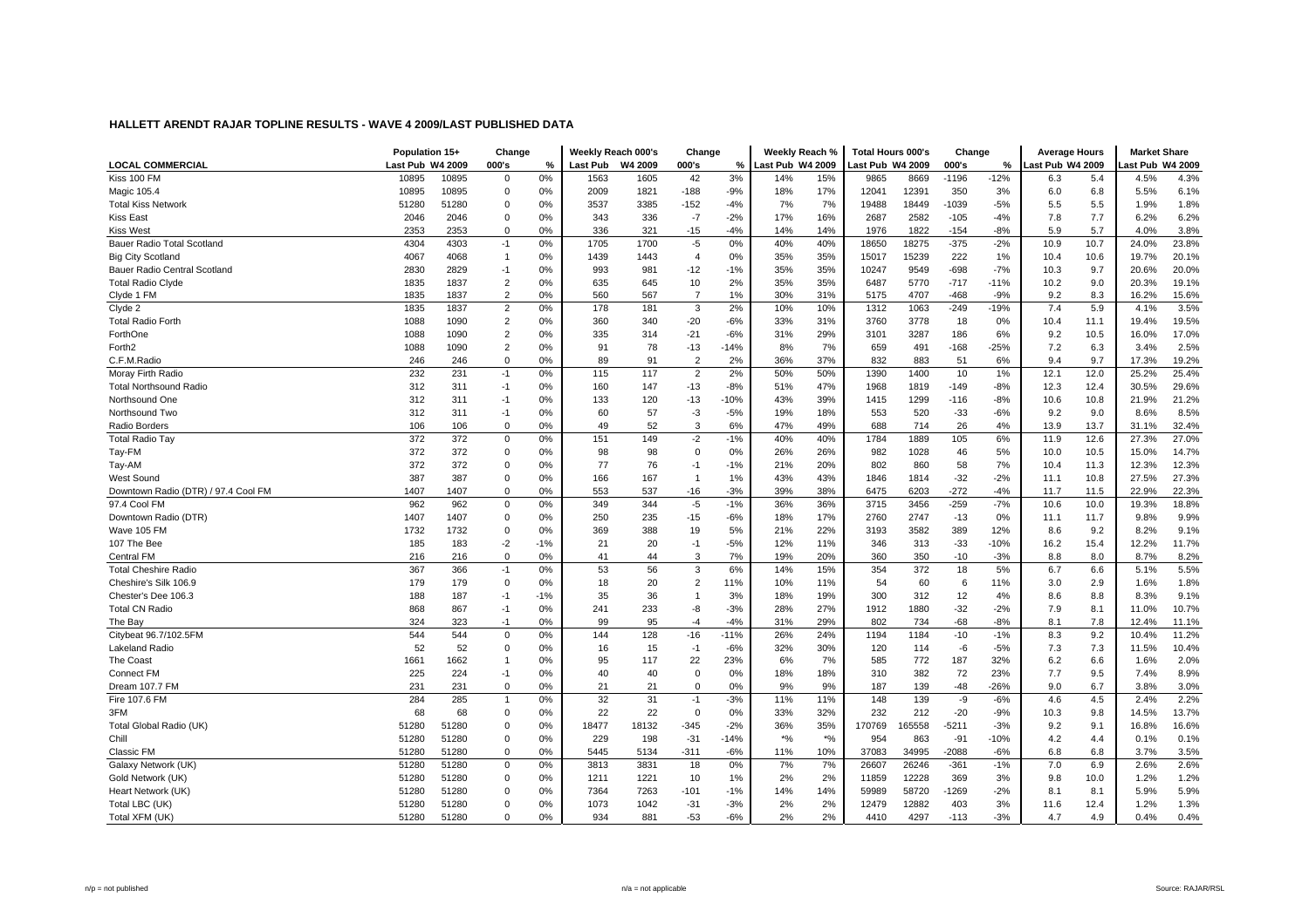**HALLETT ARENDT RAJAR TOPLINE RESULTS - WAVE 4 2009/LAST PUBLISHED DATA**

| | Population 15+ | | Change | | Weekly Reach 000's | | Change | | Weekly Reach % | | Total Hours 000's | | Change | | Average Hours | | Market Share | |
|---|---|---|---|---|---|---|---|---|---|---|---|---|---|---|---|---|---|---|
| **LOCAL COMMERCIAL** | Last Pub | W4 2009 | 000's | % | Last Pub | W4 2009 | 000's | % | Last Pub | W4 2009 | Last Pub | W4 2009 | 000's | % | Last Pub | W4 2009 | Last Pub | W4 2009 |
| Kiss 100 FM | 10895 | 10895 | 0 | 0% | 1563 | 1605 | 42 | 3% | 14% | 15% | 9865 | 8669 | -1196 | -12% | 6.3 | 5.4 | 4.5% | 4.3% |
| Magic 105.4 | 10895 | 10895 | 0 | 0% | 2009 | 1821 | -188 | -9% | 18% | 17% | 12041 | 12391 | 350 | 3% | 6.0 | 6.8 | 5.5% | 6.1% |
| Total Kiss Network | 51280 | 51280 | 0 | 0% | 3537 | 3385 | -152 | -4% | 7% | 7% | 19488 | 18449 | -1039 | -5% | 5.5 | 5.5 | 1.9% | 1.8% |
| Kiss East | 2046 | 2046 | 0 | 0% | 343 | 336 | -7 | -2% | 17% | 16% | 2687 | 2582 | -105 | -4% | 7.8 | 7.7 | 6.2% | 6.2% |
| Kiss West | 2353 | 2353 | 0 | 0% | 336 | 321 | -15 | -4% | 14% | 14% | 1976 | 1822 | -154 | -8% | 5.9 | 5.7 | 4.0% | 3.8% |
| Bauer Radio Total Scotland | 4304 | 4303 | -1 | 0% | 1705 | 1700 | -5 | 0% | 40% | 40% | 18650 | 18275 | -375 | -2% | 10.9 | 10.7 | 24.0% | 23.8% |
| Big City Scotland | 4067 | 4068 | 1 | 0% | 1439 | 1443 | 4 | 0% | 35% | 35% | 15017 | 15239 | 222 | 1% | 10.4 | 10.6 | 19.7% | 20.1% |
| Bauer Radio Central Scotland | 2830 | 2829 | -1 | 0% | 993 | 981 | -12 | -1% | 35% | 35% | 10247 | 9549 | -698 | -7% | 10.3 | 9.7 | 20.6% | 20.0% |
| Total Radio Clyde | 1835 | 1837 | 2 | 0% | 635 | 645 | 10 | 2% | 35% | 35% | 6487 | 5770 | -717 | -11% | 10.2 | 9.0 | 20.3% | 19.1% |
| Clyde 1 FM | 1835 | 1837 | 2 | 0% | 560 | 567 | 7 | 1% | 30% | 31% | 5175 | 4707 | -468 | -9% | 9.2 | 8.3 | 16.2% | 15.6% |
| Clyde 2 | 1835 | 1837 | 2 | 0% | 178 | 181 | 3 | 2% | 10% | 10% | 1312 | 1063 | -249 | -19% | 7.4 | 5.9 | 4.1% | 3.5% |
| Total Radio Forth | 1088 | 1090 | 2 | 0% | 360 | 340 | -20 | -6% | 33% | 31% | 3760 | 3778 | 18 | 0% | 10.4 | 11.1 | 19.4% | 19.5% |
| ForthOne | 1088 | 1090 | 2 | 0% | 335 | 314 | -21 | -6% | 31% | 29% | 3101 | 3287 | 186 | 6% | 9.2 | 10.5 | 16.0% | 17.0% |
| Forth2 | 1088 | 1090 | 2 | 0% | 91 | 78 | -13 | -14% | 8% | 7% | 659 | 491 | -168 | -25% | 7.2 | 6.3 | 3.4% | 2.5% |
| C.F.M.Radio | 246 | 246 | 0 | 0% | 89 | 91 | 2 | 2% | 36% | 37% | 832 | 883 | 51 | 6% | 9.4 | 9.7 | 17.3% | 19.2% |
| Moray Firth Radio | 232 | 231 | -1 | 0% | 115 | 117 | 2 | 2% | 50% | 50% | 1390 | 1400 | 10 | 1% | 12.1 | 12.0 | 25.2% | 25.4% |
| Total Northsound Radio | 312 | 311 | -1 | 0% | 160 | 147 | -13 | -8% | 51% | 47% | 1968 | 1819 | -149 | -8% | 12.3 | 12.4 | 30.5% | 29.6% |
| Northsound One | 312 | 311 | -1 | 0% | 133 | 120 | -13 | -10% | 43% | 39% | 1415 | 1299 | -116 | -8% | 10.6 | 10.8 | 21.9% | 21.2% |
| Northsound Two | 312 | 311 | -1 | 0% | 60 | 57 | -3 | -5% | 19% | 18% | 553 | 520 | -33 | -6% | 9.2 | 9.0 | 8.6% | 8.5% |
| Radio Borders | 106 | 106 | 0 | 0% | 49 | 52 | 3 | 6% | 47% | 49% | 688 | 714 | 26 | 4% | 13.9 | 13.7 | 31.1% | 32.4% |
| Total Radio Tay | 372 | 372 | 0 | 0% | 151 | 149 | -2 | -1% | 40% | 40% | 1784 | 1889 | 105 | 6% | 11.9 | 12.6 | 27.3% | 27.0% |
| Tay-FM | 372 | 372 | 0 | 0% | 98 | 98 | 0 | 0% | 26% | 26% | 982 | 1028 | 46 | 5% | 10.0 | 10.5 | 15.0% | 14.7% |
| Tay-AM | 372 | 372 | 0 | 0% | 77 | 76 | -1 | -1% | 21% | 20% | 802 | 860 | 58 | 7% | 10.4 | 11.3 | 12.3% | 12.3% |
| West Sound | 387 | 387 | 0 | 0% | 166 | 167 | 1 | 1% | 43% | 43% | 1846 | 1814 | -32 | -2% | 11.1 | 10.8 | 27.5% | 27.3% |
| Downtown Radio (DTR) / 97.4 Cool FM | 1407 | 1407 | 0 | 0% | 553 | 537 | -16 | -3% | 39% | 38% | 6475 | 6203 | -272 | -4% | 11.7 | 11.5 | 22.9% | 22.3% |
| 97.4 Cool FM | 962 | 962 | 0 | 0% | 349 | 344 | -5 | -1% | 36% | 36% | 3715 | 3456 | -259 | -7% | 10.6 | 10.0 | 19.3% | 18.8% |
| Downtown Radio (DTR) | 1407 | 1407 | 0 | 0% | 250 | 235 | -15 | -6% | 18% | 17% | 2760 | 2747 | -13 | 0% | 11.1 | 11.7 | 9.8% | 9.9% |
| Wave 105 FM | 1732 | 1732 | 0 | 0% | 369 | 388 | 19 | 5% | 21% | 22% | 3193 | 3582 | 389 | 12% | 8.6 | 9.2 | 8.2% | 9.1% |
| 107 The Bee | 185 | 183 | -2 | -1% | 21 | 20 | -1 | -5% | 12% | 11% | 346 | 313 | -33 | -10% | 16.2 | 15.4 | 12.2% | 11.7% |
| Central FM | 216 | 216 | 0 | 0% | 41 | 44 | 3 | 7% | 19% | 20% | 360 | 350 | -10 | -3% | 8.8 | 8.0 | 8.7% | 8.2% |
| Total Cheshire Radio | 367 | 366 | -1 | 0% | 53 | 56 | 3 | 6% | 14% | 15% | 354 | 372 | 18 | 5% | 6.7 | 6.6 | 5.1% | 5.5% |
| Cheshire's Silk 106.9 | 179 | 179 | 0 | 0% | 18 | 20 | 2 | 11% | 10% | 11% | 54 | 60 | 6 | 11% | 3.0 | 2.9 | 1.6% | 1.8% |
| Chester's Dee 106.3 | 188 | 187 | -1 | -1% | 35 | 36 | 1 | 3% | 18% | 19% | 300 | 312 | 12 | 4% | 8.6 | 8.8 | 8.3% | 9.1% |
| Total CN Radio | 868 | 867 | -1 | 0% | 241 | 233 | -8 | -3% | 28% | 27% | 1912 | 1880 | -32 | -2% | 7.9 | 8.1 | 11.0% | 10.7% |
| The Bay | 324 | 323 | -1 | 0% | 99 | 95 | -4 | -4% | 31% | 29% | 802 | 734 | -68 | -8% | 8.1 | 7.8 | 12.4% | 11.1% |
| Citybeat 96.7/102.5FM | 544 | 544 | 0 | 0% | 144 | 128 | -16 | -11% | 26% | 24% | 1194 | 1184 | -10 | -1% | 8.3 | 9.2 | 10.4% | 11.2% |
| Lakeland Radio | 52 | 52 | 0 | 0% | 16 | 15 | -1 | -6% | 32% | 30% | 120 | 114 | -6 | -5% | 7.3 | 7.3 | 11.5% | 10.4% |
| The Coast | 1661 | 1662 | 1 | 0% | 95 | 117 | 22 | 23% | 6% | 7% | 585 | 772 | 187 | 32% | 6.2 | 6.6 | 1.6% | 2.0% |
| Connect FM | 225 | 224 | -1 | 0% | 40 | 40 | 0 | 0% | 18% | 18% | 310 | 382 | 72 | 23% | 7.7 | 9.5 | 7.4% | 8.9% |
| Dream 107.7 FM | 231 | 231 | 0 | 0% | 21 | 21 | 0 | 0% | 9% | 9% | 187 | 139 | -48 | -26% | 9.0 | 6.7 | 3.8% | 3.0% |
| Fire 107.6 FM | 284 | 285 | 1 | 0% | 32 | 31 | -1 | -3% | 11% | 11% | 148 | 139 | -9 | -6% | 4.6 | 4.5 | 2.4% | 2.2% |
| 3FM | 68 | 68 | 0 | 0% | 22 | 22 | 0 | 0% | 33% | 32% | 232 | 212 | -20 | -9% | 10.3 | 9.8 | 14.5% | 13.7% |
| Total Global Radio (UK) | 51280 | 51280 | 0 | 0% | 18477 | 18132 | -345 | -2% | 36% | 35% | 170769 | 165558 | -5211 | -3% | 9.2 | 9.1 | 16.8% | 16.6% |
| Chill | 51280 | 51280 | 0 | 0% | 229 | 198 | -31 | -14% | *% | *% | 954 | 863 | -91 | -10% | 4.2 | 4.4 | 0.1% | 0.1% |
| Classic FM | 51280 | 51280 | 0 | 0% | 5445 | 5134 | -311 | -6% | 11% | 10% | 37083 | 34995 | -2088 | -6% | 6.8 | 6.8 | 3.7% | 3.5% |
| Galaxy Network (UK) | 51280 | 51280 | 0 | 0% | 3813 | 3831 | 18 | 0% | 7% | 7% | 26607 | 26246 | -361 | -1% | 7.0 | 6.9 | 2.6% | 2.6% |
| Gold Network (UK) | 51280 | 51280 | 0 | 0% | 1211 | 1221 | 10 | 1% | 2% | 2% | 11859 | 12228 | 369 | 3% | 9.8 | 10.0 | 1.2% | 1.2% |
| Heart Network (UK) | 51280 | 51280 | 0 | 0% | 7364 | 7263 | -101 | -1% | 14% | 14% | 59989 | 58720 | -1269 | -2% | 8.1 | 8.1 | 5.9% | 5.9% |
| Total LBC (UK) | 51280 | 51280 | 0 | 0% | 1073 | 1042 | -31 | -3% | 2% | 2% | 12479 | 12882 | 403 | 3% | 11.6 | 12.4 | 1.2% | 1.3% |
| Total XFM (UK) | 51280 | 51280 | 0 | 0% | 934 | 881 | -53 | -6% | 2% | 2% | 4410 | 4297 | -113 | -3% | 4.7 | 4.9 | 0.4% | 0.4% |

n/p = not published n/a = not applicable Source: RAJAR/RSL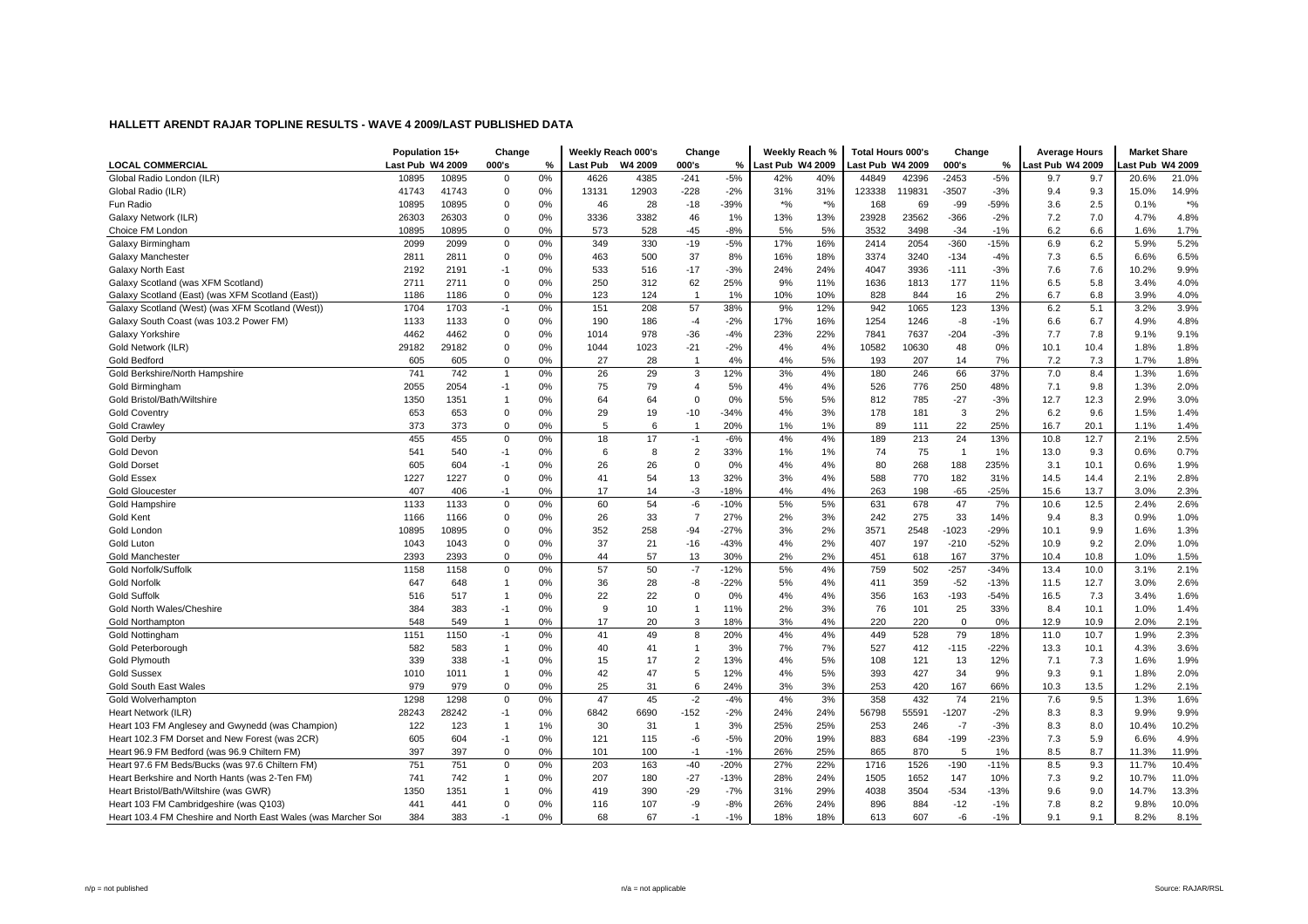## HALLETT ARENDT RAJAR TOPLINE RESULTS - WAVE 4 2009/LAST PUBLISHED DATA

| | Population 15+ | | Change | | Weekly Reach 000's | | Change | | Weekly Reach % | | Total Hours 000's | | Change | | Average Hours | | Market Share | |
|---|---|---|---|---|---|---|---|---|---|---|---|---|---|---|---|---|---|---|
| **LOCAL COMMERCIAL** | Last Pub | W4 2009 | 000's | % | Last Pub | W4 2009 | 000's | % | Last Pub | W4 2009 | Last Pub | W4 2009 | 000's | % | Last Pub | W4 2009 | Last Pub | W4 2009 |
| Global Radio London (ILR) | 10895 | 10895 | 0 | 0% | 4626 | 4385 | -241 | -5% | 42% | 40% | 44849 | 42396 | -2453 | -5% | 9.7 | 9.7 | 20.6% | 21.0% |
| Global Radio (ILR) | 41743 | 41743 | 0 | 0% | 13131 | 12903 | -228 | -2% | 31% | 31% | 123338 | 119831 | -3507 | -3% | 9.4 | 9.3 | 15.0% | 14.9% |
| Fun Radio | 10895 | 10895 | 0 | 0% | 46 | 28 | -18 | -39% | *% | *% | 168 | 69 | -99 | -59% | 3.6 | 2.5 | 0.1% | *% |
| Galaxy Network (ILR) | 26303 | 26303 | 0 | 0% | 3336 | 3382 | 46 | 1% | 13% | 13% | 23928 | 23562 | -366 | -2% | 7.2 | 7.0 | 4.7% | 4.8% |
| Choice FM London | 10895 | 10895 | 0 | 0% | 573 | 528 | -45 | -8% | 5% | 5% | 3532 | 3498 | -34 | -1% | 6.2 | 6.6 | 1.6% | 1.7% |
| Galaxy Birmingham | 2099 | 2099 | 0 | 0% | 349 | 330 | -19 | -5% | 17% | 16% | 2414 | 2054 | -360 | -15% | 6.9 | 6.2 | 5.9% | 5.2% |
| Galaxy Manchester | 2811 | 2811 | 0 | 0% | 463 | 500 | 37 | 8% | 16% | 18% | 3374 | 3240 | -134 | -4% | 7.3 | 6.5 | 6.6% | 6.5% |
| Galaxy North East | 2192 | 2191 | -1 | 0% | 533 | 516 | -17 | -3% | 24% | 24% | 4047 | 3936 | -111 | -3% | 7.6 | 7.6 | 10.2% | 9.9% |
| Galaxy Scotland (was XFM Scotland) | 2711 | 2711 | 0 | 0% | 250 | 312 | 62 | 25% | 9% | 11% | 1636 | 1813 | 177 | 11% | 6.5 | 5.8 | 3.4% | 4.0% |
| Galaxy Scotland (East) (was XFM Scotland (East)) | 1186 | 1186 | 0 | 0% | 123 | 124 | 1 | 1% | 10% | 10% | 828 | 844 | 16 | 2% | 6.7 | 6.8 | 3.9% | 4.0% |
| Galaxy Scotland (West) (was XFM Scotland (West)) | 1704 | 1703 | -1 | 0% | 151 | 208 | 57 | 38% | 9% | 12% | 942 | 1065 | 123 | 13% | 6.2 | 5.1 | 3.2% | 3.9% |
| Galaxy South Coast (was 103.2 Power FM) | 1133 | 1133 | 0 | 0% | 190 | 186 | -4 | -2% | 17% | 16% | 1254 | 1246 | -8 | -1% | 6.6 | 6.7 | 4.9% | 4.8% |
| Galaxy Yorkshire | 4462 | 4462 | 0 | 0% | 1014 | 978 | -36 | -4% | 23% | 22% | 7841 | 7637 | -204 | -3% | 7.7 | 7.8 | 9.1% | 9.1% |
| Gold Network (ILR) | 29182 | 29182 | 0 | 0% | 1044 | 1023 | -21 | -2% | 4% | 4% | 10582 | 10630 | 48 | 0% | 10.1 | 10.4 | 1.8% | 1.8% |
| Gold Bedford | 605 | 605 | 0 | 0% | 27 | 28 | 1 | 4% | 4% | 5% | 193 | 207 | 14 | 7% | 7.2 | 7.3 | 1.7% | 1.8% |
| Gold Berkshire/North Hampshire | 741 | 742 | 1 | 0% | 26 | 29 | 3 | 12% | 3% | 4% | 180 | 246 | 66 | 37% | 7.0 | 8.4 | 1.3% | 1.6% |
| Gold Birmingham | 2055 | 2054 | -1 | 0% | 75 | 79 | 4 | 5% | 4% | 4% | 526 | 776 | 250 | 48% | 7.1 | 9.8 | 1.3% | 2.0% |
| Gold Bristol/Bath/Wiltshire | 1350 | 1351 | 1 | 0% | 64 | 64 | 0 | 0% | 5% | 5% | 812 | 785 | -27 | -3% | 12.7 | 12.3 | 2.9% | 3.0% |
| Gold Coventry | 653 | 653 | 0 | 0% | 29 | 19 | -10 | -34% | 4% | 3% | 178 | 181 | 3 | 2% | 6.2 | 9.6 | 1.5% | 1.4% |
| Gold Crawley | 373 | 373 | 0 | 0% | 5 | 6 | 1 | 20% | 1% | 1% | 89 | 111 | 22 | 25% | 16.7 | 20.1 | 1.1% | 1.4% |
| Gold Derby | 455 | 455 | 0 | 0% | 18 | 17 | -1 | -6% | 4% | 4% | 189 | 213 | 24 | 13% | 10.8 | 12.7 | 2.1% | 2.5% |
| Gold Devon | 541 | 540 | -1 | 0% | 6 | 8 | 2 | 33% | 1% | 1% | 74 | 75 | 1 | 1% | 13.0 | 9.3 | 0.6% | 0.7% |
| Gold Dorset | 605 | 604 | -1 | 0% | 26 | 26 | 0 | 0% | 4% | 4% | 80 | 268 | 188 | 235% | 3.1 | 10.1 | 0.6% | 1.9% |
| Gold Essex | 1227 | 1227 | 0 | 0% | 41 | 54 | 13 | 32% | 3% | 4% | 588 | 770 | 182 | 31% | 14.5 | 14.4 | 2.1% | 2.8% |
| Gold Gloucester | 407 | 406 | -1 | 0% | 17 | 14 | -3 | -18% | 4% | 4% | 263 | 198 | -65 | -25% | 15.6 | 13.7 | 3.0% | 2.3% |
| Gold Hampshire | 1133 | 1133 | 0 | 0% | 60 | 54 | -6 | -10% | 5% | 5% | 631 | 678 | 47 | 7% | 10.6 | 12.5 | 2.4% | 2.6% |
| Gold Kent | 1166 | 1166 | 0 | 0% | 26 | 33 | 7 | 27% | 2% | 3% | 242 | 275 | 33 | 14% | 9.4 | 8.3 | 0.9% | 1.0% |
| Gold London | 10895 | 10895 | 0 | 0% | 352 | 258 | -94 | -27% | 3% | 2% | 3571 | 2548 | -1023 | -29% | 10.1 | 9.9 | 1.6% | 1.3% |
| Gold Luton | 1043 | 1043 | 0 | 0% | 37 | 21 | -16 | -43% | 4% | 2% | 407 | 197 | -210 | -52% | 10.9 | 9.2 | 2.0% | 1.0% |
| Gold Manchester | 2393 | 2393 | 0 | 0% | 44 | 57 | 13 | 30% | 2% | 2% | 451 | 618 | 167 | 37% | 10.4 | 10.8 | 1.0% | 1.5% |
| Gold Norfolk/Suffolk | 1158 | 1158 | 0 | 0% | 57 | 50 | -7 | -12% | 5% | 4% | 759 | 502 | -257 | -34% | 13.4 | 10.0 | 3.1% | 2.1% |
| Gold Norfolk | 647 | 648 | 1 | 0% | 36 | 28 | -8 | -22% | 5% | 4% | 411 | 359 | -52 | -13% | 11.5 | 12.7 | 3.0% | 2.6% |
| Gold Suffolk | 516 | 517 | 1 | 0% | 22 | 22 | 0 | 0% | 4% | 4% | 356 | 163 | -193 | -54% | 16.5 | 7.3 | 3.4% | 1.6% |
| Gold North Wales/Cheshire | 384 | 383 | -1 | 0% | 9 | 10 | 1 | 11% | 2% | 3% | 76 | 101 | 25 | 33% | 8.4 | 10.1 | 1.0% | 1.4% |
| Gold Northampton | 548 | 549 | 1 | 0% | 17 | 20 | 3 | 18% | 3% | 4% | 220 | 220 | 0 | 0% | 12.9 | 10.9 | 2.0% | 2.1% |
| Gold Nottingham | 1151 | 1150 | -1 | 0% | 41 | 49 | 8 | 20% | 4% | 4% | 449 | 528 | 79 | 18% | 11.0 | 10.7 | 1.9% | 2.3% |
| Gold Peterborough | 582 | 583 | 1 | 0% | 40 | 41 | 1 | 3% | 7% | 7% | 527 | 412 | -115 | -22% | 13.3 | 10.1 | 4.3% | 3.6% |
| Gold Plymouth | 339 | 338 | -1 | 0% | 15 | 17 | 2 | 13% | 4% | 5% | 108 | 121 | 13 | 12% | 7.1 | 7.3 | 1.6% | 1.9% |
| Gold Sussex | 1010 | 1011 | 1 | 0% | 42 | 47 | 5 | 12% | 4% | 5% | 393 | 427 | 34 | 9% | 9.3 | 9.1 | 1.8% | 2.0% |
| Gold South East Wales | 979 | 979 | 0 | 0% | 25 | 31 | 6 | 24% | 3% | 3% | 253 | 420 | 167 | 66% | 10.3 | 13.5 | 1.2% | 2.1% |
| Gold Wolverhampton | 1298 | 1298 | 0 | 0% | 47 | 45 | -2 | -4% | 4% | 3% | 358 | 432 | 74 | 21% | 7.6 | 9.5 | 1.3% | 1.6% |
| Heart Network (ILR) | 28243 | 28242 | -1 | 0% | 6842 | 6690 | -152 | -2% | 24% | 24% | 56798 | 55591 | -1207 | -2% | 8.3 | 8.3 | 9.9% | 9.9% |
| Heart 103 FM Anglesey and Gwynedd (was Champion) | 122 | 123 | 1 | 1% | 30 | 31 | 1 | 3% | 25% | 25% | 253 | 246 | -7 | -3% | 8.3 | 8.0 | 10.4% | 10.2% |
| Heart 102.3 FM Dorset and New Forest (was 2CR) | 605 | 604 | -1 | 0% | 121 | 115 | -6 | -5% | 20% | 19% | 883 | 684 | -199 | -23% | 7.3 | 5.9 | 6.6% | 4.9% |
| Heart 96.9 FM Bedford (was 96.9 Chiltern FM) | 397 | 397 | 0 | 0% | 101 | 100 | -1 | -1% | 26% | 25% | 865 | 870 | 5 | 1% | 8.5 | 8.7 | 11.3% | 11.9% |
| Heart 97.6 FM Beds/Bucks (was 97.6 Chiltern FM) | 751 | 751 | 0 | 0% | 203 | 163 | -40 | -20% | 27% | 22% | 1716 | 1526 | -190 | -11% | 8.5 | 9.3 | 11.7% | 10.4% |
| Heart Berkshire and North Hants (was 2-Ten FM) | 741 | 742 | 1 | 0% | 207 | 180 | -27 | -13% | 28% | 24% | 1505 | 1652 | 147 | 10% | 7.3 | 9.2 | 10.7% | 11.0% |
| Heart Bristol/Bath/Wiltshire (was GWR) | 1350 | 1351 | 1 | 0% | 419 | 390 | -29 | -7% | 31% | 29% | 4038 | 3504 | -534 | -13% | 9.6 | 9.0 | 14.7% | 13.3% |
| Heart 103 FM Cambridgeshire (was Q103) | 441 | 441 | 0 | 0% | 116 | 107 | -9 | -8% | 26% | 24% | 896 | 884 | -12 | -1% | 7.8 | 8.2 | 9.8% | 10.0% |
| Heart 103.4 FM Cheshire and North East Wales (was Marcher Sou | 384 | 383 | -1 | 0% | 68 | 67 | -1 | -1% | 18% | 18% | 613 | 607 | -6 | -1% | 9.1 | 9.1 | 8.2% | 8.1% |

n/p = not published    n/a = not applicable    Source: RAJAR/RSL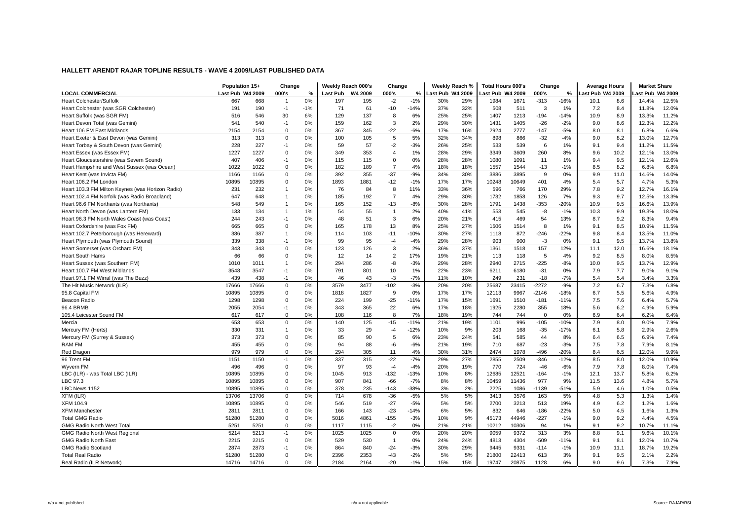## HALLETT ARENDT RAJAR TOPLINE RESULTS - WAVE 4 2009/LAST PUBLISHED DATA

| | Population 15+ | | Change | | Weekly Reach 000's | | Change | | Weekly Reach % | | Total Hours 000's | | Change | | Average Hours | | Market Share | |
|---|---|---|---|---|---|---|---|---|---|---|---|---|---|---|---|---|---|---|
| **LOCAL COMMERCIAL** | Last Pub | W4 2009 | 000's | % | Last Pub | W4 2009 | 000's | % | Last Pub | W4 2009 | Last Pub | W4 2009 | 000's | % | Last Pub | W4 2009 | Last Pub | W4 2009 |
| Heart Colchester/Suffolk | 667 | 668 | 1 | 0% | 197 | 195 | -2 | -1% | 30% | 29% | 1984 | 1671 | -313 | -16% | 10.1 | 8.6 | 14.4% | 12.5% |
| Heart Colchester (was SGR Colchester) | 191 | 190 | -1 | -1% | 71 | 61 | -10 | -14% | 37% | 32% | 508 | 511 | 3 | 1% | 7.2 | 8.4 | 11.8% | 12.0% |
| Heart Suffolk (was SGR FM) | 516 | 546 | 30 | 6% | 129 | 137 | 8 | 6% | 25% | 25% | 1407 | 1213 | -194 | -14% | 10.9 | 8.9 | 13.3% | 11.2% |
| Heart Devon Total (was Gemini) | 541 | 540 | -1 | 0% | 159 | 162 | 3 | 2% | 29% | 30% | 1431 | 1405 | -26 | -2% | 9.0 | 8.6 | 12.3% | 12.2% |
| Heart 106 FM East Midlands | 2154 | 2154 | 0 | 0% | 367 | 345 | -22 | -6% | 17% | 16% | 2924 | 2777 | -147 | -5% | 8.0 | 8.1 | 6.8% | 6.6% |
| Heart Exeter & East Devon (was Gemini) | 313 | 313 | 0 | 0% | 100 | 105 | 5 | 5% | 32% | 34% | 898 | 866 | -32 | -4% | 9.0 | 8.2 | 13.0% | 12.7% |
| Heart Torbay & South Devon (was Gemini) | 228 | 227 | -1 | 0% | 59 | 57 | -2 | -3% | 26% | 25% | 533 | 539 | 6 | 1% | 9.1 | 9.4 | 11.2% | 11.5% |
| Heart Essex (was Essex FM) | 1227 | 1227 | 0 | 0% | 349 | 353 | 4 | 1% | 28% | 29% | 3349 | 3609 | 260 | 8% | 9.6 | 10.2 | 12.1% | 13.0% |
| Heart Gloucestershire (was Severn Sound) | 407 | 406 | -1 | 0% | 115 | 115 | 0 | 0% | 28% | 28% | 1080 | 1091 | 11 | 1% | 9.4 | 9.5 | 12.1% | 12.6% |
| Heart Hampshire and West Sussex (was Ocean) | 1022 | 1022 | 0 | 0% | 182 | 189 | 7 | 4% | 18% | 18% | 1557 | 1544 | -13 | -1% | 8.5 | 8.2 | 6.8% | 6.8% |
| Heart Kent (was Invicta FM) | 1166 | 1166 | 0 | 0% | 392 | 355 | -37 | -9% | 34% | 30% | 3886 | 3895 | 9 | 0% | 9.9 | 11.0 | 14.6% | 14.0% |
| Heart 106.2 FM London | 10895 | 10895 | 0 | 0% | 1893 | 1881 | -12 | -1% | 17% | 17% | 10248 | 10649 | 401 | 4% | 5.4 | 5.7 | 4.7% | 5.3% |
| Heart 103.3 FM Milton Keynes (was Horizon Radio) | 231 | 232 | 1 | 0% | 76 | 84 | 8 | 11% | 33% | 36% | 596 | 766 | 170 | 29% | 7.8 | 9.2 | 12.7% | 16.1% |
| Heart 102.4 FM Norfolk (was Radio Broadland) | 647 | 648 | 1 | 0% | 185 | 192 | 7 | 4% | 29% | 30% | 1732 | 1858 | 126 | 7% | 9.3 | 9.7 | 12.5% | 13.3% |
| Heart 96.6 FM Northants (was Northants) | 548 | 549 | 1 | 0% | 165 | 152 | -13 | -8% | 30% | 28% | 1791 | 1438 | -353 | -20% | 10.9 | 9.5 | 16.6% | 13.9% |
| Heart North Devon (was Lantern FM) | 133 | 134 | 1 | 1% | 54 | 55 | 1 | 2% | 40% | 41% | 553 | 545 | -8 | -1% | 10.3 | 9.9 | 19.3% | 18.0% |
| Heart 96.3 FM North Wales Coast (was Coast) | 244 | 243 | -1 | 0% | 48 | 51 | 3 | 6% | 20% | 21% | 415 | 469 | 54 | 13% | 8.7 | 9.2 | 8.3% | 9.4% |
| Heart Oxfordshire (was Fox FM) | 665 | 665 | 0 | 0% | 165 | 178 | 13 | 8% | 25% | 27% | 1506 | 1514 | 8 | 1% | 9.1 | 8.5 | 10.9% | 11.5% |
| Heart 102.7 Peterborough (was Hereward) | 386 | 387 | 1 | 0% | 114 | 103 | -11 | -10% | 30% | 27% | 1118 | 872 | -246 | -22% | 9.8 | 8.4 | 13.5% | 11.0% |
| Heart Plymouth (was Plymouth Sound) | 339 | 338 | -1 | 0% | 99 | 95 | -4 | -4% | 29% | 28% | 903 | 900 | -3 | 0% | 9.1 | 9.5 | 13.7% | 13.8% |
| Heart Somerset (was Orchard FM) | 343 | 343 | 0 | 0% | 123 | 126 | 3 | 2% | 36% | 37% | 1361 | 1518 | 157 | 12% | 11.1 | 12.0 | 16.6% | 18.1% |
| Heart South Hams | 66 | 66 | 0 | 0% | 12 | 14 | 2 | 17% | 19% | 21% | 113 | 118 | 5 | 4% | 9.2 | 8.5 | 8.0% | 8.5% |
| Heart Sussex (was Southern FM) | 1010 | 1011 | 1 | 0% | 294 | 286 | -8 | -3% | 29% | 28% | 2940 | 2715 | -225 | -8% | 10.0 | 9.5 | 13.7% | 12.9% |
| Heart 100.7 FM West Midlands | 3548 | 3547 | -1 | 0% | 791 | 801 | 10 | 1% | 22% | 23% | 6211 | 6180 | -31 | 0% | 7.9 | 7.7 | 9.0% | 9.1% |
| Heart 97.1 FM Wirral (was The Buzz) | 439 | 438 | -1 | 0% | 46 | 43 | -3 | -7% | 11% | 10% | 249 | 231 | -18 | -7% | 5.4 | 5.4 | 3.4% | 3.3% |
| The Hit Music Network (ILR) | 17666 | 17666 | 0 | 0% | 3579 | 3477 | -102 | -3% | 20% | 20% | 25687 | 23415 | -2272 | -9% | 7.2 | 6.7 | 7.3% | 6.8% |
| 95.8 Capital FM | 10895 | 10895 | 0 | 0% | 1818 | 1827 | 9 | 0% | 17% | 17% | 12113 | 9967 | -2146 | -18% | 6.7 | 5.5 | 5.6% | 4.9% |
| Beacon Radio | 1298 | 1298 | 0 | 0% | 224 | 199 | -25 | -11% | 17% | 15% | 1691 | 1510 | -181 | -11% | 7.5 | 7.6 | 6.4% | 5.7% |
| 96.4 BRMB | 2055 | 2054 | -1 | 0% | 343 | 365 | 22 | 6% | 17% | 18% | 1925 | 2280 | 355 | 18% | 5.6 | 6.2 | 4.9% | 5.9% |
| 105.4 Leicester Sound FM | 617 | 617 | 0 | 0% | 108 | 116 | 8 | 7% | 18% | 19% | 744 | 744 | 0 | 0% | 6.9 | 6.4 | 6.2% | 6.4% |
| Mercia | 653 | 653 | 0 | 0% | 140 | 125 | -15 | -11% | 21% | 19% | 1101 | 996 | -105 | -10% | 7.9 | 8.0 | 9.0% | 7.9% |
| Mercury FM (Herts) | 330 | 331 | 1 | 0% | 33 | 29 | -4 | -12% | 10% | 9% | 203 | 168 | -35 | -17% | 6.1 | 5.8 | 2.9% | 2.6% |
| Mercury FM (Surrey & Sussex) | 373 | 373 | 0 | 0% | 85 | 90 | 5 | 6% | 23% | 24% | 541 | 585 | 44 | 8% | 6.4 | 6.5 | 6.9% | 7.4% |
| RAM FM | 455 | 455 | 0 | 0% | 94 | 88 | -6 | -6% | 21% | 19% | 710 | 687 | -23 | -3% | 7.5 | 7.8 | 7.9% | 8.1% |
| Red Dragon | 979 | 979 | 0 | 0% | 294 | 305 | 11 | 4% | 30% | 31% | 2474 | 1978 | -496 | -20% | 8.4 | 6.5 | 12.0% | 9.9% |
| 96 Trent FM | 1151 | 1150 | -1 | 0% | 337 | 315 | -22 | -7% | 29% | 27% | 2855 | 2509 | -346 | -12% | 8.5 | 8.0 | 12.0% | 10.9% |
| Wyvern FM | 496 | 496 | 0 | 0% | 97 | 93 | -4 | -4% | 20% | 19% | 770 | 724 | -46 | -6% | 7.9 | 7.8 | 8.0% | 7.4% |
| LBC (ILR) - was Total LBC (ILR) | 10895 | 10895 | 0 | 0% | 1045 | 913 | -132 | -13% | 10% | 8% | 12685 | 12521 | -164 | -1% | 12.1 | 13.7 | 5.8% | 6.2% |
| LBC 97.3 | 10895 | 10895 | 0 | 0% | 907 | 841 | -66 | -7% | 8% | 8% | 10459 | 11436 | 977 | 9% | 11.5 | 13.6 | 4.8% | 5.7% |
| LBC News 1152 | 10895 | 10895 | 0 | 0% | 378 | 235 | -143 | -38% | 3% | 2% | 2225 | 1086 | -1139 | -51% | 5.9 | 4.6 | 1.0% | 0.5% |
| XFM (ILR) | 13706 | 13706 | 0 | 0% | 714 | 678 | -36 | -5% | 5% | 5% | 3413 | 3576 | 163 | 5% | 4.8 | 5.3 | 1.3% | 1.4% |
| XFM 104.9 | 10895 | 10895 | 0 | 0% | 546 | 519 | -27 | -5% | 5% | 5% | 2700 | 3213 | 513 | 19% | 4.9 | 6.2 | 1.2% | 1.6% |
| XFM Manchester | 2811 | 2811 | 0 | 0% | 166 | 143 | -23 | -14% | 6% | 5% | 832 | 646 | -186 | -22% | 5.0 | 4.5 | 1.6% | 1.3% |
| Total GMG Radio | 51280 | 51280 | 0 | 0% | 5016 | 4861 | -155 | -3% | 10% | 9% | 45173 | 44946 | -227 | -1% | 9.0 | 9.2 | 4.4% | 4.5% |
| GMG Radio North West Total | 5251 | 5251 | 0 | 0% | 1117 | 1115 | -2 | 0% | 21% | 21% | 10212 | 10306 | 94 | 1% | 9.1 | 9.2 | 10.7% | 11.1% |
| GMG Radio North West Regional | 5214 | 5213 | -1 | 0% | 1025 | 1025 | 0 | 0% | 20% | 20% | 9059 | 9372 | 313 | 3% | 8.8 | 9.1 | 9.6% | 10.1% |
| GMG Radio North East | 2215 | 2215 | 0 | 0% | 529 | 530 | 1 | 0% | 24% | 24% | 4813 | 4304 | -509 | -11% | 9.1 | 8.1 | 12.0% | 10.7% |
| GMG Radio Scotland | 2874 | 2873 | -1 | 0% | 864 | 840 | -24 | -3% | 30% | 29% | 9445 | 9331 | -114 | -1% | 10.9 | 11.1 | 18.7% | 19.2% |
| Total Real Radio | 51280 | 51280 | 0 | 0% | 2396 | 2353 | -43 | -2% | 5% | 5% | 21800 | 22413 | 613 | 3% | 9.1 | 9.5 | 2.1% | 2.2% |
| Real Radio (ILR Network) | 14716 | 14716 | 0 | 0% | 2184 | 2164 | -20 | -1% | 15% | 15% | 19747 | 20875 | 1128 | 6% | 9.0 | 9.6 | 7.3% | 7.9% |

n/p = not published | n/a = not applicable | Source: RAJAR/RSL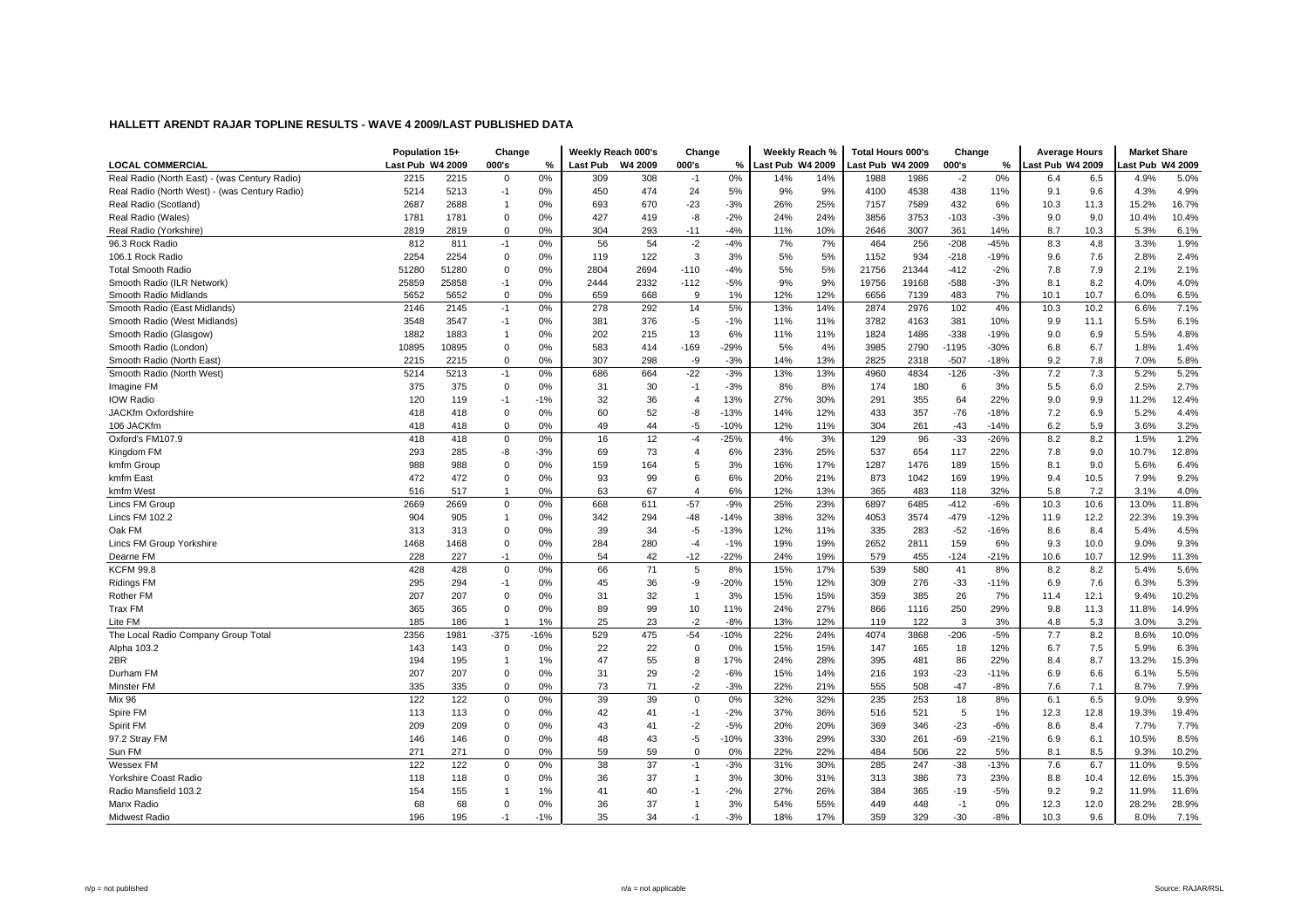## HALLETT ARENDT RAJAR TOPLINE RESULTS - WAVE 4 2009/LAST PUBLISHED DATA

| LOCAL COMMERCIAL | Population 15+ | | Change | | Weekly Reach 000's | | Change | | Weekly Reach % | | Total Hours 000's | | Change | | Average Hours | | Market Share | |
|---|---|---|---|---|---|---|---|---|---|---|---|---|---|---|---|---|---|---|
| | Last Pub | W4 2009 | 000's | % | Last Pub | W4 2009 | 000's | % | Last Pub | W4 2009 | Last Pub | W4 2009 | 000's | % | Last Pub | W4 2009 | Last Pub | W4 2009 |
| Real Radio (North East) - (was Century Radio) | 2215 | 2215 | 0 | 0% | 309 | 308 | -1 | 0% | 14% | 14% | 1988 | 1986 | -2 | 0% | 6.4 | 6.5 | 4.9% | 5.0% |
| Real Radio (North West) - (was Century Radio) | 5214 | 5213 | -1 | 0% | 450 | 474 | 24 | 5% | 9% | 9% | 4100 | 4538 | 438 | 11% | 9.1 | 9.6 | 4.3% | 4.9% |
| Real Radio (Scotland) | 2687 | 2688 | 1 | 0% | 693 | 670 | -23 | -3% | 26% | 25% | 7157 | 7589 | 432 | 6% | 10.3 | 11.3 | 15.2% | 16.7% |
| Real Radio (Wales) | 1781 | 1781 | 0 | 0% | 427 | 419 | -8 | -2% | 24% | 24% | 3856 | 3753 | -103 | -3% | 9.0 | 9.0 | 10.4% | 10.4% |
| Real Radio (Yorkshire) | 2819 | 2819 | 0 | 0% | 304 | 293 | -11 | -4% | 11% | 10% | 2646 | 3007 | 361 | 14% | 8.7 | 10.3 | 5.3% | 6.1% |
| 96.3 Rock Radio | 812 | 811 | -1 | 0% | 56 | 54 | -2 | -4% | 7% | 7% | 464 | 256 | -208 | -45% | 8.3 | 4.8 | 3.3% | 1.9% |
| 106.1 Rock Radio | 2254 | 2254 | 0 | 0% | 119 | 122 | 3 | 3% | 5% | 5% | 1152 | 934 | -218 | -19% | 9.6 | 7.6 | 2.8% | 2.4% |
| Total Smooth Radio | 51280 | 51280 | 0 | 0% | 2804 | 2694 | -110 | -4% | 5% | 5% | 21756 | 21344 | -412 | -2% | 7.8 | 7.9 | 2.1% | 2.1% |
| Smooth Radio (ILR Network) | 25859 | 25858 | -1 | 0% | 2444 | 2332 | -112 | -5% | 9% | 9% | 19756 | 19168 | -588 | -3% | 8.1 | 8.2 | 4.0% | 4.0% |
| Smooth Radio Midlands | 5652 | 5652 | 0 | 0% | 659 | 668 | 9 | 1% | 12% | 12% | 6656 | 7139 | 483 | 7% | 10.1 | 10.7 | 6.0% | 6.5% |
| Smooth Radio (East Midlands) | 2146 | 2145 | -1 | 0% | 278 | 292 | 14 | 5% | 13% | 14% | 2874 | 2976 | 102 | 4% | 10.3 | 10.2 | 6.6% | 7.1% |
| Smooth Radio (West Midlands) | 3548 | 3547 | -1 | 0% | 381 | 376 | -5 | -1% | 11% | 11% | 3782 | 4163 | 381 | 10% | 9.9 | 11.1 | 5.5% | 6.1% |
| Smooth Radio (Glasgow) | 1882 | 1883 | 1 | 0% | 202 | 215 | 13 | 6% | 11% | 11% | 1824 | 1486 | -338 | -19% | 9.0 | 6.9 | 5.5% | 4.8% |
| Smooth Radio (London) | 10895 | 10895 | 0 | 0% | 583 | 414 | -169 | -29% | 5% | 4% | 3985 | 2790 | -1195 | -30% | 6.8 | 6.7 | 1.8% | 1.4% |
| Smooth Radio (North East) | 2215 | 2215 | 0 | 0% | 307 | 298 | -9 | -3% | 14% | 13% | 2825 | 2318 | -507 | -18% | 9.2 | 7.8 | 7.0% | 5.8% |
| Smooth Radio (North West) | 5214 | 5213 | -1 | 0% | 686 | 664 | -22 | -3% | 13% | 13% | 4960 | 4834 | -126 | -3% | 7.2 | 7.3 | 5.2% | 5.2% |
| Imagine FM | 375 | 375 | 0 | 0% | 31 | 30 | -1 | -3% | 8% | 8% | 174 | 180 | 6 | 3% | 5.5 | 6.0 | 2.5% | 2.7% |
| IOW Radio | 120 | 119 | -1 | -1% | 32 | 36 | 4 | 13% | 27% | 30% | 291 | 355 | 64 | 22% | 9.0 | 9.9 | 11.2% | 12.4% |
| JACKfm Oxfordshire | 418 | 418 | 0 | 0% | 60 | 52 | -8 | -13% | 14% | 12% | 433 | 357 | -76 | -18% | 7.2 | 6.9 | 5.2% | 4.4% |
| 106 JACKfm | 418 | 418 | 0 | 0% | 49 | 44 | -5 | -10% | 12% | 11% | 304 | 261 | -43 | -14% | 6.2 | 5.9 | 3.6% | 3.2% |
| Oxford's FM107.9 | 418 | 418 | 0 | 0% | 16 | 12 | -4 | -25% | 4% | 3% | 129 | 96 | -33 | -26% | 8.2 | 8.2 | 1.5% | 1.2% |
| Kingdom FM | 293 | 285 | -8 | -3% | 69 | 73 | 4 | 6% | 23% | 25% | 537 | 654 | 117 | 22% | 7.8 | 9.0 | 10.7% | 12.8% |
| kmfm Group | 988 | 988 | 0 | 0% | 159 | 164 | 5 | 3% | 16% | 17% | 1287 | 1476 | 189 | 15% | 8.1 | 9.0 | 5.6% | 6.4% |
| kmfm East | 472 | 472 | 0 | 0% | 93 | 99 | 6 | 6% | 20% | 21% | 873 | 1042 | 169 | 19% | 9.4 | 10.5 | 7.9% | 9.2% |
| kmfm West | 516 | 517 | 1 | 0% | 63 | 67 | 4 | 6% | 12% | 13% | 365 | 483 | 118 | 32% | 5.8 | 7.2 | 3.1% | 4.0% |
| Lincs FM Group | 2669 | 2669 | 0 | 0% | 668 | 611 | -57 | -9% | 25% | 23% | 6897 | 6485 | -412 | -6% | 10.3 | 10.6 | 13.0% | 11.8% |
| Lincs FM 102.2 | 904 | 905 | 1 | 0% | 342 | 294 | -48 | -14% | 38% | 32% | 4053 | 3574 | -479 | -12% | 11.9 | 12.2 | 22.3% | 19.3% |
| Oak FM | 313 | 313 | 0 | 0% | 39 | 34 | -5 | -13% | 12% | 11% | 335 | 283 | -52 | -16% | 8.6 | 8.4 | 5.4% | 4.5% |
| Lincs FM Group Yorkshire | 1468 | 1468 | 0 | 0% | 284 | 280 | -4 | -1% | 19% | 19% | 2652 | 2811 | 159 | 6% | 9.3 | 10.0 | 9.0% | 9.3% |
| Dearne FM | 228 | 227 | -1 | 0% | 54 | 42 | -12 | -22% | 24% | 19% | 579 | 455 | -124 | -21% | 10.6 | 10.7 | 12.9% | 11.3% |
| KCFM 99.8 | 428 | 428 | 0 | 0% | 66 | 71 | 5 | 8% | 15% | 17% | 539 | 580 | 41 | 8% | 8.2 | 8.2 | 5.4% | 5.6% |
| Ridings FM | 295 | 294 | -1 | 0% | 45 | 36 | -9 | -20% | 15% | 12% | 309 | 276 | -33 | -11% | 6.9 | 7.6 | 6.3% | 5.3% |
| Rother FM | 207 | 207 | 0 | 0% | 31 | 32 | 1 | 3% | 15% | 15% | 359 | 385 | 26 | 7% | 11.4 | 12.1 | 9.4% | 10.2% |
| Trax FM | 365 | 365 | 0 | 0% | 89 | 99 | 10 | 11% | 24% | 27% | 866 | 1116 | 250 | 29% | 9.8 | 11.3 | 11.8% | 14.9% |
| Lite FM | 185 | 186 | 1 | 1% | 25 | 23 | -2 | -8% | 13% | 12% | 119 | 122 | 3 | 3% | 4.8 | 5.3 | 3.0% | 3.2% |
| The Local Radio Company Group Total | 2356 | 1981 | -375 | -16% | 529 | 475 | -54 | -10% | 22% | 24% | 4074 | 3868 | -206 | -5% | 7.7 | 8.2 | 8.6% | 10.0% |
| Alpha 103.2 | 143 | 143 | 0 | 0% | 22 | 22 | 0 | 0% | 15% | 15% | 147 | 165 | 18 | 12% | 6.7 | 7.5 | 5.9% | 6.3% |
| 2BR | 194 | 195 | 1 | 1% | 47 | 55 | 8 | 17% | 24% | 28% | 395 | 481 | 86 | 22% | 8.4 | 8.7 | 13.2% | 15.3% |
| Durham FM | 207 | 207 | 0 | 0% | 31 | 29 | -2 | -6% | 15% | 14% | 216 | 193 | -23 | -11% | 6.9 | 6.6 | 6.1% | 5.5% |
| Minster FM | 335 | 335 | 0 | 0% | 73 | 71 | -2 | -3% | 22% | 21% | 555 | 508 | -47 | -8% | 7.6 | 7.1 | 8.7% | 7.9% |
| Mix 96 | 122 | 122 | 0 | 0% | 39 | 39 | 0 | 0% | 32% | 32% | 235 | 253 | 18 | 8% | 6.1 | 6.5 | 9.0% | 9.9% |
| Spire FM | 113 | 113 | 0 | 0% | 42 | 41 | -1 | -2% | 37% | 36% | 516 | 521 | 5 | 1% | 12.3 | 12.8 | 19.3% | 19.4% |
| Spirit FM | 209 | 209 | 0 | 0% | 43 | 41 | -2 | -5% | 20% | 20% | 369 | 346 | -23 | -6% | 8.6 | 8.4 | 7.7% | 7.7% |
| 97.2 Stray FM | 146 | 146 | 0 | 0% | 48 | 43 | -5 | -10% | 33% | 29% | 330 | 261 | -69 | -21% | 6.9 | 6.1 | 10.5% | 8.5% |
| Sun FM | 271 | 271 | 0 | 0% | 59 | 59 | 0 | 0% | 22% | 22% | 484 | 506 | 22 | 5% | 8.1 | 8.5 | 9.3% | 10.2% |
| Wessex FM | 122 | 122 | 0 | 0% | 38 | 37 | -1 | -3% | 31% | 30% | 285 | 247 | -38 | -13% | 7.6 | 6.7 | 11.0% | 9.5% |
| Yorkshire Coast Radio | 118 | 118 | 0 | 0% | 36 | 37 | 1 | 3% | 30% | 31% | 313 | 386 | 73 | 23% | 8.8 | 10.4 | 12.6% | 15.3% |
| Radio Mansfield 103.2 | 154 | 155 | 1 | 1% | 41 | 40 | -1 | -2% | 27% | 26% | 384 | 365 | -19 | -5% | 9.2 | 9.2 | 11.9% | 11.6% |
| Manx Radio | 68 | 68 | 0 | 0% | 36 | 37 | 1 | 3% | 54% | 55% | 449 | 448 | -1 | 0% | 12.3 | 12.0 | 28.2% | 28.9% |
| Midwest Radio | 196 | 195 | -1 | -1% | 35 | 34 | -1 | -3% | 18% | 17% | 359 | 329 | -30 | -8% | 10.3 | 9.6 | 8.0% | 7.1% |

n/p = not published    n/a = not applicable    Source: RAJAR/RSL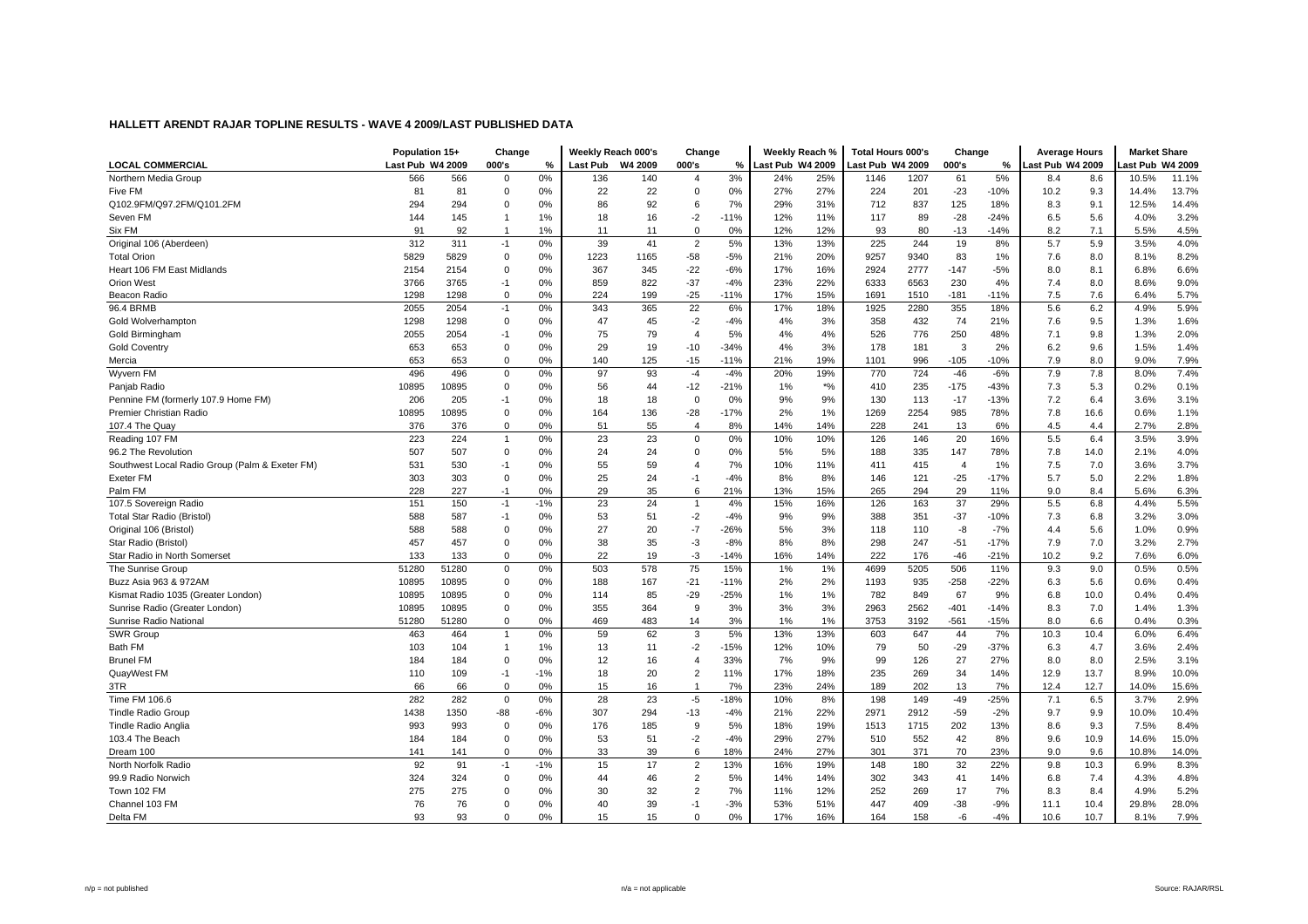## HALLETT ARENDT RAJAR TOPLINE RESULTS - WAVE 4 2009/LAST PUBLISHED DATA

| LOCAL COMMERCIAL | Population 15+ | | Change | | Weekly Reach 000's | | Change | | Weekly Reach % | | Total Hours 000's | | Change | | Average Hours | | Market Share | |
|---|---|---|---|---|---|---|---|---|---|---|---|---|---|---|---|---|---|---|
| | Last Pub | W4 2009 | 000's | % | Last Pub | W4 2009 | 000's | % | Last Pub | W4 2009 | Last Pub | W4 2009 | 000's | % | Last Pub | W4 2009 | Last Pub | W4 2009 |
| Northern Media Group | 566 | 566 | 0 | 0% | 136 | 140 | 4 | 3% | 24% | 25% | 1146 | 1207 | 61 | 5% | 8.4 | 8.6 | 10.5% | 11.1% |
| Five FM | 81 | 81 | 0 | 0% | 22 | 22 | 0 | 0% | 27% | 27% | 224 | 201 | -23 | -10% | 10.2 | 9.3 | 14.4% | 13.7% |
| Q102.9FM/Q97.2FM/Q101.2FM | 294 | 294 | 0 | 0% | 86 | 92 | 6 | 7% | 29% | 31% | 712 | 837 | 125 | 18% | 8.3 | 9.1 | 12.5% | 14.4% |
| Seven FM | 144 | 145 | 1 | 1% | 18 | 16 | -2 | -11% | 12% | 11% | 117 | 89 | -28 | -24% | 6.5 | 5.6 | 4.0% | 3.2% |
| Six FM | 91 | 92 | 1 | 1% | 11 | 11 | 0 | 0% | 12% | 12% | 93 | 80 | -13 | -14% | 8.2 | 7.1 | 5.5% | 4.5% |
| Original 106 (Aberdeen) | 312 | 311 | -1 | 0% | 39 | 41 | 2 | 5% | 13% | 13% | 225 | 244 | 19 | 8% | 5.7 | 5.9 | 3.5% | 4.0% |
| Total Orion | 5829 | 5829 | 0 | 0% | 1223 | 1165 | -58 | -5% | 21% | 20% | 9257 | 9340 | 83 | 1% | 7.6 | 8.0 | 8.1% | 8.2% |
| Heart 106 FM East Midlands | 2154 | 2154 | 0 | 0% | 367 | 345 | -22 | -6% | 17% | 16% | 2924 | 2777 | -147 | -5% | 8.0 | 8.1 | 6.8% | 6.6% |
| Orion West | 3766 | 3765 | -1 | 0% | 859 | 822 | -37 | -4% | 23% | 22% | 6333 | 6563 | 230 | 4% | 7.4 | 8.0 | 8.6% | 9.0% |
| Beacon Radio | 1298 | 1298 | 0 | 0% | 224 | 199 | -25 | -11% | 17% | 15% | 1691 | 1510 | -181 | -11% | 7.5 | 7.6 | 6.4% | 5.7% |
| 96.4 BRMB | 2055 | 2054 | -1 | 0% | 343 | 365 | 22 | 6% | 17% | 18% | 1925 | 2280 | 355 | 18% | 5.6 | 6.2 | 4.9% | 5.9% |
| Gold Wolverhampton | 1298 | 1298 | 0 | 0% | 47 | 45 | -2 | -4% | 4% | 3% | 358 | 432 | 74 | 21% | 7.6 | 9.5 | 1.3% | 1.6% |
| Gold Birmingham | 2055 | 2054 | -1 | 0% | 75 | 79 | 4 | 5% | 4% | 4% | 526 | 776 | 250 | 48% | 7.1 | 9.8 | 1.3% | 2.0% |
| Gold Coventry | 653 | 653 | 0 | 0% | 29 | 19 | -10 | -34% | 4% | 3% | 178 | 181 | 3 | 2% | 6.2 | 9.6 | 1.5% | 1.4% |
| Mercia | 653 | 653 | 0 | 0% | 140 | 125 | -15 | -11% | 21% | 19% | 1101 | 996 | -105 | -10% | 7.9 | 8.0 | 9.0% | 7.9% |
| Wyvern FM | 496 | 496 | 0 | 0% | 97 | 93 | -4 | -4% | 20% | 19% | 770 | 724 | -46 | -6% | 7.9 | 7.8 | 8.0% | 7.4% |
| Panjab Radio | 10895 | 10895 | 0 | 0% | 56 | 44 | -12 | -21% | 1% | *% | 410 | 235 | -175 | -43% | 7.3 | 5.3 | 0.2% | 0.1% |
| Pennine FM (formerly 107.9 Home FM) | 206 | 205 | -1 | 0% | 18 | 18 | 0 | 0% | 9% | 9% | 130 | 113 | -17 | -13% | 7.2 | 6.4 | 3.6% | 3.1% |
| Premier Christian Radio | 10895 | 10895 | 0 | 0% | 164 | 136 | -28 | -17% | 2% | 1% | 1269 | 2254 | 985 | 78% | 7.8 | 16.6 | 0.6% | 1.1% |
| 107.4 The Quay | 376 | 376 | 0 | 0% | 51 | 55 | 4 | 8% | 14% | 14% | 228 | 241 | 13 | 6% | 4.5 | 4.4 | 2.7% | 2.8% |
| Reading 107 FM | 223 | 224 | 1 | 0% | 23 | 23 | 0 | 0% | 10% | 10% | 126 | 146 | 20 | 16% | 5.5 | 6.4 | 3.5% | 3.9% |
| 96.2 The Revolution | 507 | 507 | 0 | 0% | 24 | 24 | 0 | 0% | 5% | 5% | 188 | 335 | 147 | 78% | 7.8 | 14.0 | 2.1% | 4.0% |
| Southwest Local Radio Group (Palm & Exeter FM) | 531 | 530 | -1 | 0% | 55 | 59 | 4 | 7% | 10% | 11% | 411 | 415 | 4 | 1% | 7.5 | 7.0 | 3.6% | 3.7% |
| Exeter FM | 303 | 303 | 0 | 0% | 25 | 24 | -1 | -4% | 8% | 8% | 146 | 121 | -25 | -17% | 5.7 | 5.0 | 2.2% | 1.8% |
| Palm FM | 228 | 227 | -1 | 0% | 29 | 35 | 6 | 21% | 13% | 15% | 265 | 294 | 29 | 11% | 9.0 | 8.4 | 5.6% | 6.3% |
| 107.5 Sovereign Radio | 151 | 150 | -1 | -1% | 23 | 24 | 1 | 4% | 15% | 16% | 126 | 163 | 37 | 29% | 5.5 | 6.8 | 4.4% | 5.5% |
| Total Star Radio (Bristol) | 588 | 587 | -1 | 0% | 53 | 51 | -2 | -4% | 9% | 9% | 388 | 351 | -37 | -10% | 7.3 | 6.8 | 3.2% | 3.0% |
| Original 106 (Bristol) | 588 | 588 | 0 | 0% | 27 | 20 | -7 | -26% | 5% | 3% | 118 | 110 | -8 | -7% | 4.4 | 5.6 | 1.0% | 0.9% |
| Star Radio (Bristol) | 457 | 457 | 0 | 0% | 38 | 35 | -3 | -8% | 8% | 8% | 298 | 247 | -51 | -17% | 7.9 | 7.0 | 3.2% | 2.7% |
| Star Radio in North Somerset | 133 | 133 | 0 | 0% | 22 | 19 | -3 | -14% | 16% | 14% | 222 | 176 | -46 | -21% | 10.2 | 9.2 | 7.6% | 6.0% |
| The Sunrise Group | 51280 | 51280 | 0 | 0% | 503 | 578 | 75 | 15% | 1% | 1% | 4699 | 5205 | 506 | 11% | 9.3 | 9.0 | 0.5% | 0.5% |
| Buzz Asia 963 & 972AM | 10895 | 10895 | 0 | 0% | 188 | 167 | -21 | -11% | 2% | 2% | 1193 | 935 | -258 | -22% | 6.3 | 5.6 | 0.6% | 0.4% |
| Kismat Radio 1035 (Greater London) | 10895 | 10895 | 0 | 0% | 114 | 85 | -29 | -25% | 1% | 1% | 782 | 849 | 67 | 9% | 6.8 | 10.0 | 0.4% | 0.4% |
| Sunrise Radio (Greater London) | 10895 | 10895 | 0 | 0% | 355 | 364 | 9 | 3% | 3% | 3% | 2963 | 2562 | -401 | -14% | 8.3 | 7.0 | 1.4% | 1.3% |
| Sunrise Radio National | 51280 | 51280 | 0 | 0% | 469 | 483 | 14 | 3% | 1% | 1% | 3753 | 3192 | -561 | -15% | 8.0 | 6.6 | 0.4% | 0.3% |
| SWR Group | 463 | 464 | 1 | 0% | 59 | 62 | 3 | 5% | 13% | 13% | 603 | 647 | 44 | 7% | 10.3 | 10.4 | 6.0% | 6.4% |
| Bath FM | 103 | 104 | 1 | 1% | 13 | 11 | -2 | -15% | 12% | 10% | 79 | 50 | -29 | -37% | 6.3 | 4.7 | 3.6% | 2.4% |
| Brunel FM | 184 | 184 | 0 | 0% | 12 | 16 | 4 | 33% | 7% | 9% | 99 | 126 | 27 | 27% | 8.0 | 8.0 | 2.5% | 3.1% |
| QuayWest FM | 110 | 109 | -1 | -1% | 18 | 20 | 2 | 11% | 17% | 18% | 235 | 269 | 34 | 14% | 12.9 | 13.7 | 8.9% | 10.0% |
| 3TR | 66 | 66 | 0 | 0% | 15 | 16 | 1 | 7% | 23% | 24% | 189 | 202 | 13 | 7% | 12.4 | 12.7 | 14.0% | 15.6% |
| Time FM 106.6 | 282 | 282 | 0 | 0% | 28 | 23 | -5 | -18% | 10% | 8% | 198 | 149 | -49 | -25% | 7.1 | 6.5 | 3.7% | 2.9% |
| Tindle Radio Group | 1438 | 1350 | -88 | -6% | 307 | 294 | -13 | -4% | 21% | 22% | 2971 | 2912 | -59 | -2% | 9.7 | 9.9 | 10.0% | 10.4% |
| Tindle Radio Anglia | 993 | 993 | 0 | 0% | 176 | 185 | 9 | 5% | 18% | 19% | 1513 | 1715 | 202 | 13% | 8.6 | 9.3 | 7.5% | 8.4% |
| 103.4 The Beach | 184 | 184 | 0 | 0% | 53 | 51 | -2 | -4% | 29% | 27% | 510 | 552 | 42 | 8% | 9.6 | 10.9 | 14.6% | 15.0% |
| Dream 100 | 141 | 141 | 0 | 0% | 33 | 39 | 6 | 18% | 24% | 27% | 301 | 371 | 70 | 23% | 9.0 | 9.6 | 10.8% | 14.0% |
| North Norfolk Radio | 92 | 91 | -1 | -1% | 15 | 17 | 2 | 13% | 16% | 19% | 148 | 180 | 32 | 22% | 9.8 | 10.3 | 6.9% | 8.3% |
| 99.9 Radio Norwich | 324 | 324 | 0 | 0% | 44 | 46 | 2 | 5% | 14% | 14% | 302 | 343 | 41 | 14% | 6.8 | 7.4 | 4.3% | 4.8% |
| Town 102 FM | 275 | 275 | 0 | 0% | 30 | 32 | 2 | 7% | 11% | 12% | 252 | 269 | 17 | 7% | 8.3 | 8.4 | 4.9% | 5.2% |
| Channel 103 FM | 76 | 76 | 0 | 0% | 40 | 39 | -1 | -3% | 53% | 51% | 447 | 409 | -38 | -9% | 11.1 | 10.4 | 29.8% | 28.0% |
| Delta FM | 93 | 93 | 0 | 0% | 15 | 15 | 0 | 0% | 17% | 16% | 164 | 158 | -6 | -4% | 10.6 | 10.7 | 8.1% | 7.9% |

n/p = not published &nbsp;&nbsp;&nbsp;&nbsp; n/a = not applicable &nbsp;&nbsp;&nbsp;&nbsp; Source: RAJAR/RSL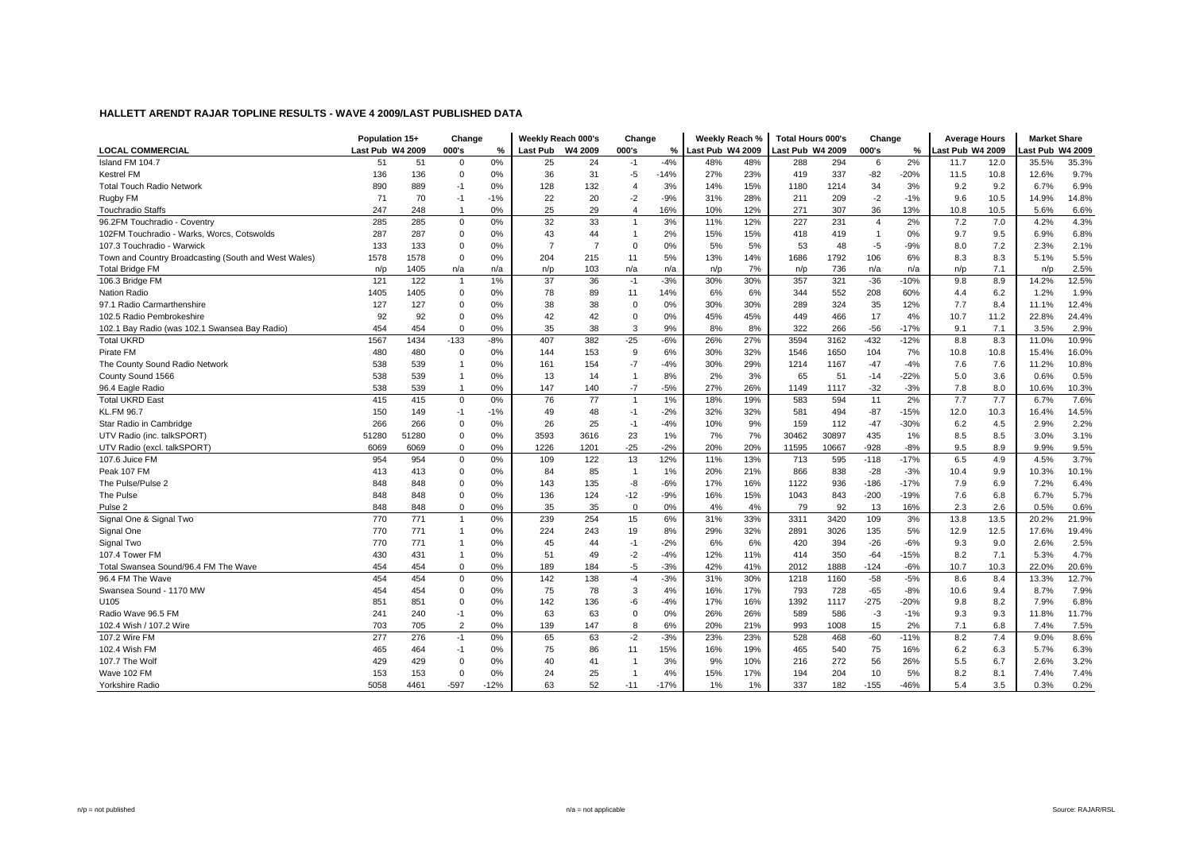## HALLETT ARENDT RAJAR TOPLINE RESULTS - WAVE 4 2009/LAST PUBLISHED DATA

| LOCAL COMMERCIAL | Population 15+ | | Change | | Weekly Reach 000's | | Change | | Weekly Reach % | | Total Hours 000's | | Change | | Average Hours | | Market Share | |
|---|---|---|---|---|---|---|---|---|---|---|---|---|---|---|---|---|---|---|
| | Last Pub | W4 2009 | 000's | % | Last Pub | W4 2009 | 000's | % | Last Pub | W4 2009 | Last Pub | W4 2009 | 000's | % | Last Pub | W4 2009 | Last Pub | W4 2009 |
| Island FM 104.7 | 51 | 51 | 0 | 0% | 25 | 24 | -1 | -4% | 48% | 48% | 288 | 294 | 6 | 2% | 11.7 | 12.0 | 35.5% | 35.3% |
| Kestrel FM | 136 | 136 | 0 | 0% | 36 | 31 | -5 | -14% | 27% | 23% | 419 | 337 | -82 | -20% | 11.5 | 10.8 | 12.6% | 9.7% |
| Total Touch Radio Network | 890 | 889 | -1 | 0% | 128 | 132 | 4 | 3% | 14% | 15% | 1180 | 1214 | 34 | 3% | 9.2 | 9.2 | 6.7% | 6.9% |
| Rugby FM | 71 | 70 | -1 | -1% | 22 | 20 | -2 | -9% | 31% | 28% | 211 | 209 | -2 | -1% | 9.6 | 10.5 | 14.9% | 14.8% |
| Touchradio Staffs | 247 | 248 | 1 | 0% | 25 | 29 | 4 | 16% | 10% | 12% | 271 | 307 | 36 | 13% | 10.8 | 10.5 | 5.6% | 6.6% |
| 96.2FM Touchradio - Coventry | 285 | 285 | 0 | 0% | 32 | 33 | 1 | 3% | 11% | 12% | 227 | 231 | 4 | 2% | 7.2 | 7.0 | 4.2% | 4.3% |
| 102FM Touchradio - Warks, Worcs, Cotswolds | 287 | 287 | 0 | 0% | 43 | 44 | 1 | 2% | 15% | 15% | 418 | 419 | 1 | 0% | 9.7 | 9.5 | 6.9% | 6.8% |
| 107.3 Touchradio - Warwick | 133 | 133 | 0 | 0% | 7 | 7 | 0 | 0% | 5% | 5% | 53 | 48 | -5 | -9% | 8.0 | 7.2 | 2.3% | 2.1% |
| Town and Country Broadcasting (South and West Wales) | 1578 | 1578 | 0 | 0% | 204 | 215 | 11 | 5% | 13% | 14% | 1686 | 1792 | 106 | 6% | 8.3 | 8.3 | 5.1% | 5.5% |
| Total Bridge FM | n/p | 1405 | n/a | n/a | n/p | 103 | n/a | n/a | n/p | 7% | n/p | 736 | n/a | n/a | n/p | 7.1 | n/p | 2.5% |
| 106.3 Bridge FM | 121 | 122 | 1 | 1% | 37 | 36 | -1 | -3% | 30% | 30% | 357 | 321 | -36 | -10% | 9.8 | 8.9 | 14.2% | 12.5% |
| Nation Radio | 1405 | 1405 | 0 | 0% | 78 | 89 | 11 | 14% | 6% | 6% | 344 | 552 | 208 | 60% | 4.4 | 6.2 | 1.2% | 1.9% |
| 97.1 Radio Carmarthenshire | 127 | 127 | 0 | 0% | 38 | 38 | 0 | 0% | 30% | 30% | 289 | 324 | 35 | 12% | 7.7 | 8.4 | 11.1% | 12.4% |
| 102.5 Radio Pembrokeshire | 92 | 92 | 0 | 0% | 42 | 42 | 0 | 0% | 45% | 45% | 449 | 466 | 17 | 4% | 10.7 | 11.2 | 22.8% | 24.4% |
| 102.1 Bay Radio (was 102.1 Swansea Bay Radio) | 454 | 454 | 0 | 0% | 35 | 38 | 3 | 9% | 8% | 8% | 322 | 266 | -56 | -17% | 9.1 | 7.1 | 3.5% | 2.9% |
| Total UKRD | 1567 | 1434 | -133 | -8% | 407 | 382 | -25 | -6% | 26% | 27% | 3594 | 3162 | -432 | -12% | 8.8 | 8.3 | 11.0% | 10.9% |
| Pirate FM | 480 | 480 | 0 | 0% | 144 | 153 | 9 | 6% | 30% | 32% | 1546 | 1650 | 104 | 7% | 10.8 | 10.8 | 15.4% | 16.0% |
| The County Sound Radio Network | 538 | 539 | 1 | 0% | 161 | 154 | -7 | -4% | 30% | 29% | 1214 | 1167 | -47 | -4% | 7.6 | 7.6 | 11.2% | 10.8% |
| County Sound 1566 | 538 | 539 | 1 | 0% | 13 | 14 | 1 | 8% | 2% | 3% | 65 | 51 | -14 | -22% | 5.0 | 3.6 | 0.6% | 0.5% |
| 96.4 Eagle Radio | 538 | 539 | 1 | 0% | 147 | 140 | -7 | -5% | 27% | 26% | 1149 | 1117 | -32 | -3% | 7.8 | 8.0 | 10.6% | 10.3% |
| Total UKRD East | 415 | 415 | 0 | 0% | 76 | 77 | 1 | 1% | 18% | 19% | 583 | 594 | 11 | 2% | 7.7 | 7.7 | 6.7% | 7.6% |
| KL.FM 96.7 | 150 | 149 | -1 | -1% | 49 | 48 | -1 | -2% | 32% | 32% | 581 | 494 | -87 | -15% | 12.0 | 10.3 | 16.4% | 14.5% |
| Star Radio in Cambridge | 266 | 266 | 0 | 0% | 26 | 25 | -1 | -4% | 10% | 9% | 159 | 112 | -47 | -30% | 6.2 | 4.5 | 2.9% | 2.2% |
| UTV Radio (inc. talkSPORT) | 51280 | 51280 | 0 | 0% | 3593 | 3616 | 23 | 1% | 7% | 7% | 30462 | 30897 | 435 | 1% | 8.5 | 8.5 | 3.0% | 3.1% |
| UTV Radio (excl. talkSPORT) | 6069 | 6069 | 0 | 0% | 1226 | 1201 | -25 | -2% | 20% | 20% | 11595 | 10667 | -928 | -8% | 9.5 | 8.9 | 9.9% | 9.5% |
| 107.6 Juice FM | 954 | 954 | 0 | 0% | 109 | 122 | 13 | 12% | 11% | 13% | 713 | 595 | -118 | -17% | 6.5 | 4.9 | 4.5% | 3.7% |
| Peak 107 FM | 413 | 413 | 0 | 0% | 84 | 85 | 1 | 1% | 20% | 21% | 866 | 838 | -28 | -3% | 10.4 | 9.9 | 10.3% | 10.1% |
| The Pulse/Pulse 2 | 848 | 848 | 0 | 0% | 143 | 135 | -8 | -6% | 17% | 16% | 1122 | 936 | -186 | -17% | 7.9 | 6.9 | 7.2% | 6.4% |
| The Pulse | 848 | 848 | 0 | 0% | 136 | 124 | -12 | -9% | 16% | 15% | 1043 | 843 | -200 | -19% | 7.6 | 6.8 | 6.7% | 5.7% |
| Pulse 2 | 848 | 848 | 0 | 0% | 35 | 35 | 0 | 0% | 4% | 4% | 79 | 92 | 13 | 16% | 2.3 | 2.6 | 0.5% | 0.6% |
| Signal One & Signal Two | 770 | 771 | 1 | 0% | 239 | 254 | 15 | 6% | 31% | 33% | 3311 | 3420 | 109 | 3% | 13.8 | 13.5 | 20.2% | 21.9% |
| Signal One | 770 | 771 | 1 | 0% | 224 | 243 | 19 | 8% | 29% | 32% | 2891 | 3026 | 135 | 5% | 12.9 | 12.5 | 17.6% | 19.4% |
| Signal Two | 770 | 771 | 1 | 0% | 45 | 44 | -1 | -2% | 6% | 6% | 420 | 394 | -26 | -6% | 9.3 | 9.0 | 2.6% | 2.5% |
| 107.4 Tower FM | 430 | 431 | 1 | 0% | 51 | 49 | -2 | -4% | 12% | 11% | 414 | 350 | -64 | -15% | 8.2 | 7.1 | 5.3% | 4.7% |
| Total Swansea Sound/96.4 FM The Wave | 454 | 454 | 0 | 0% | 189 | 184 | -5 | -3% | 42% | 41% | 2012 | 1888 | -124 | -6% | 10.7 | 10.3 | 22.0% | 20.6% |
| 96.4 FM The Wave | 454 | 454 | 0 | 0% | 142 | 138 | -4 | -3% | 31% | 30% | 1218 | 1160 | -58 | -5% | 8.6 | 8.4 | 13.3% | 12.7% |
| Swansea Sound - 1170 MW | 454 | 454 | 0 | 0% | 75 | 78 | 3 | 4% | 16% | 17% | 793 | 728 | -65 | -8% | 10.6 | 9.4 | 8.7% | 7.9% |
| U105 | 851 | 851 | 0 | 0% | 142 | 136 | -6 | -4% | 17% | 16% | 1392 | 1117 | -275 | -20% | 9.8 | 8.2 | 7.9% | 6.8% |
| Radio Wave 96.5 FM | 241 | 240 | -1 | 0% | 63 | 63 | 0 | 0% | 26% | 26% | 589 | 586 | -3 | -1% | 9.3 | 9.3 | 11.8% | 11.7% |
| 102.4 Wish / 107.2 Wire | 703 | 705 | 2 | 0% | 139 | 147 | 8 | 6% | 20% | 21% | 993 | 1008 | 15 | 2% | 7.1 | 6.8 | 7.4% | 7.5% |
| 107.2 Wire FM | 277 | 276 | -1 | 0% | 65 | 63 | -2 | -3% | 23% | 23% | 528 | 468 | -60 | -11% | 8.2 | 7.4 | 9.0% | 8.6% |
| 102.4 Wish FM | 465 | 464 | -1 | 0% | 75 | 86 | 11 | 15% | 16% | 19% | 465 | 540 | 75 | 16% | 6.2 | 6.3 | 5.7% | 6.3% |
| 107.7 The Wolf | 429 | 429 | 0 | 0% | 40 | 41 | 1 | 3% | 9% | 10% | 216 | 272 | 56 | 26% | 5.5 | 6.7 | 2.6% | 3.2% |
| Wave 102 FM | 153 | 153 | 0 | 0% | 24 | 25 | 1 | 4% | 15% | 17% | 194 | 204 | 10 | 5% | 8.2 | 8.1 | 7.4% | 7.4% |
| Yorkshire Radio | 5058 | 4461 | -597 | -12% | 63 | 52 | -11 | -17% | 1% | 1% | 337 | 182 | -155 | -46% | 5.4 | 3.5 | 0.3% | 0.2% |

n/p = not published n/a = not applicable Source: RAJAR/RSL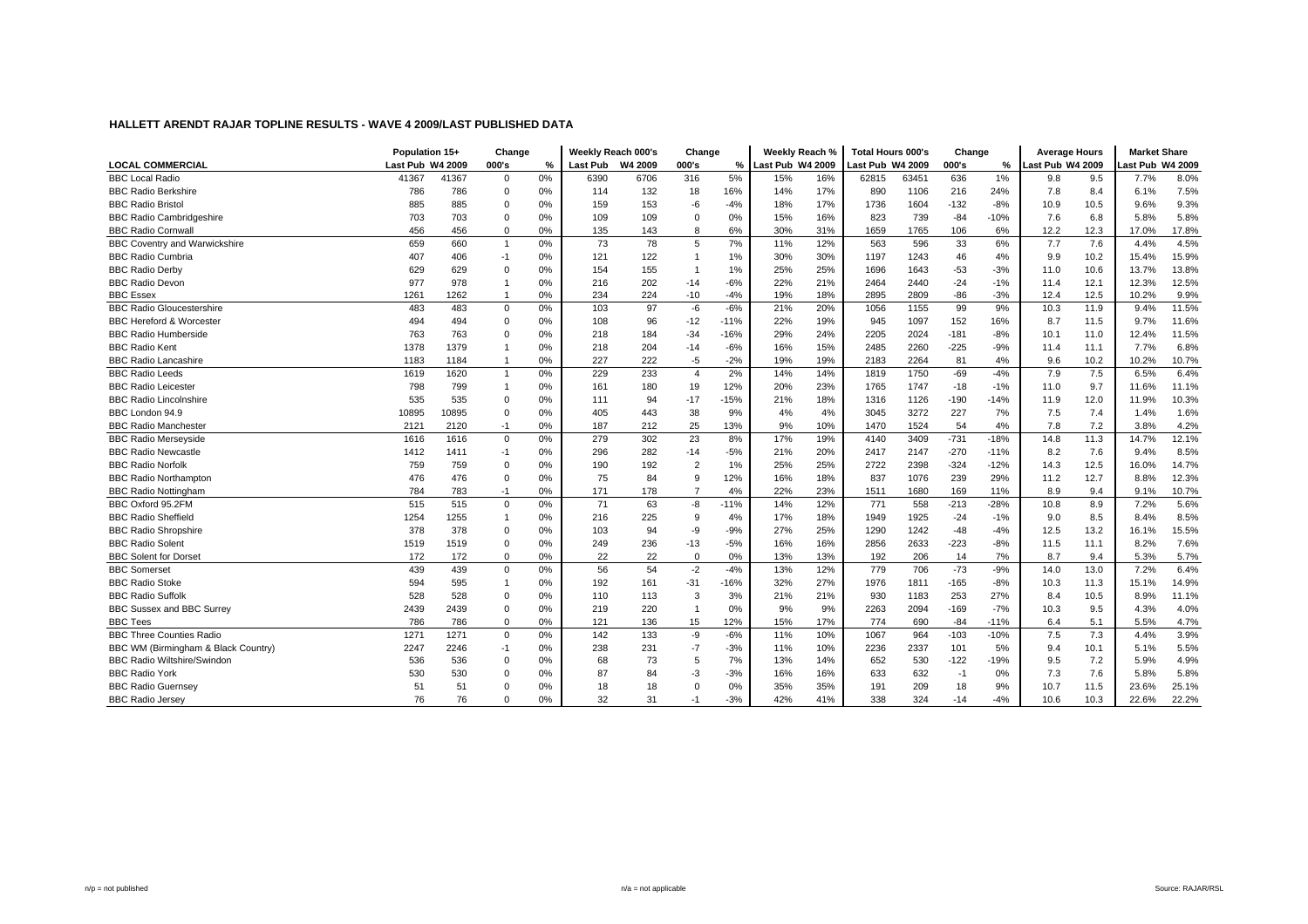## HALLETT ARENDT RAJAR TOPLINE RESULTS - WAVE 4 2009/LAST PUBLISHED DATA

| LOCAL COMMERCIAL | Population 15+ | | Change | | Weekly Reach 000's | | Change | | Weekly Reach % | | Total Hours 000's | | Change | | Average Hours | | Market Share | |
|---|---|---|---|---|---|---|---|---|---|---|---|---|---|---|---|---|---|---|
| | Last Pub | W4 2009 | 000's | % | Last Pub | W4 2009 | 000's | % | Last Pub | W4 2009 | Last Pub | W4 2009 | 000's | % | Last Pub | W4 2009 | Last Pub | W4 2009 |
| BBC Local Radio | 41367 | 41367 | 0 | 0% | 6390 | 6706 | 316 | 5% | 15% | 16% | 62815 | 63451 | 636 | 1% | 9.8 | 9.5 | 7.7% | 8.0% |
| BBC Radio Berkshire | 786 | 786 | 0 | 0% | 114 | 132 | 18 | 16% | 14% | 17% | 890 | 1106 | 216 | 24% | 7.8 | 8.4 | 6.1% | 7.5% |
| BBC Radio Bristol | 885 | 885 | 0 | 0% | 159 | 153 | -6 | -4% | 18% | 17% | 1736 | 1604 | -132 | -8% | 10.9 | 10.5 | 9.6% | 9.3% |
| BBC Radio Cambridgeshire | 703 | 703 | 0 | 0% | 109 | 109 | 0 | 0% | 15% | 16% | 823 | 739 | -84 | -10% | 7.6 | 6.8 | 5.8% | 5.8% |
| BBC Radio Cornwall | 456 | 456 | 0 | 0% | 135 | 143 | 8 | 6% | 30% | 31% | 1659 | 1765 | 106 | 6% | 12.2 | 12.3 | 17.0% | 17.8% |
| BBC Coventry and Warwickshire | 659 | 660 | 1 | 0% | 73 | 78 | 5 | 7% | 11% | 12% | 563 | 596 | 33 | 6% | 7.7 | 7.6 | 4.4% | 4.5% |
| BBC Radio Cumbria | 407 | 406 | -1 | 0% | 121 | 122 | 1 | 1% | 30% | 30% | 1197 | 1243 | 46 | 4% | 9.9 | 10.2 | 15.4% | 15.9% |
| BBC Radio Derby | 629 | 629 | 0 | 0% | 154 | 155 | 1 | 1% | 25% | 25% | 1696 | 1643 | -53 | -3% | 11.0 | 10.6 | 13.7% | 13.8% |
| BBC Radio Devon | 977 | 978 | 1 | 0% | 216 | 202 | -14 | -6% | 22% | 21% | 2464 | 2440 | -24 | -1% | 11.4 | 12.1 | 12.3% | 12.5% |
| BBC Essex | 1261 | 1262 | 1 | 0% | 234 | 224 | -10 | -4% | 19% | 18% | 2895 | 2809 | -86 | -3% | 12.4 | 12.5 | 10.2% | 9.9% |
| BBC Radio Gloucestershire | 483 | 483 | 0 | 0% | 103 | 97 | -6 | -6% | 21% | 20% | 1056 | 1155 | 99 | 9% | 10.3 | 11.9 | 9.4% | 11.5% |
| BBC Hereford & Worcester | 494 | 494 | 0 | 0% | 108 | 96 | -12 | -11% | 22% | 19% | 945 | 1097 | 152 | 16% | 8.7 | 11.5 | 9.7% | 11.6% |
| BBC Radio Humberside | 763 | 763 | 0 | 0% | 218 | 184 | -34 | -16% | 29% | 24% | 2205 | 2024 | -181 | -8% | 10.1 | 11.0 | 12.4% | 11.5% |
| BBC Radio Kent | 1378 | 1379 | 1 | 0% | 218 | 204 | -14 | -6% | 16% | 15% | 2485 | 2260 | -225 | -9% | 11.4 | 11.1 | 7.7% | 6.8% |
| BBC Radio Lancashire | 1183 | 1184 | 1 | 0% | 227 | 222 | -5 | -2% | 19% | 19% | 2183 | 2264 | 81 | 4% | 9.6 | 10.2 | 10.2% | 10.7% |
| BBC Radio Leeds | 1619 | 1620 | 1 | 0% | 229 | 233 | 4 | 2% | 14% | 14% | 1819 | 1750 | -69 | -4% | 7.9 | 7.5 | 6.5% | 6.4% |
| BBC Radio Leicester | 798 | 799 | 1 | 0% | 161 | 180 | 19 | 12% | 20% | 23% | 1765 | 1747 | -18 | -1% | 11.0 | 9.7 | 11.6% | 11.1% |
| BBC Radio Lincolnshire | 535 | 535 | 0 | 0% | 111 | 94 | -17 | -15% | 21% | 18% | 1316 | 1126 | -190 | -14% | 11.9 | 12.0 | 11.9% | 10.3% |
| BBC London 94.9 | 10895 | 10895 | 0 | 0% | 405 | 443 | 38 | 9% | 4% | 4% | 3045 | 3272 | 227 | 7% | 7.5 | 7.4 | 1.4% | 1.6% |
| BBC Radio Manchester | 2121 | 2120 | -1 | 0% | 187 | 212 | 25 | 13% | 9% | 10% | 1470 | 1524 | 54 | 4% | 7.8 | 7.2 | 3.8% | 4.2% |
| BBC Radio Merseyside | 1616 | 1616 | 0 | 0% | 279 | 302 | 23 | 8% | 17% | 19% | 4140 | 3409 | -731 | -18% | 14.8 | 11.3 | 14.7% | 12.1% |
| BBC Radio Newcastle | 1412 | 1411 | -1 | 0% | 296 | 282 | -14 | -5% | 21% | 20% | 2417 | 2147 | -270 | -11% | 8.2 | 7.6 | 9.4% | 8.5% |
| BBC Radio Norfolk | 759 | 759 | 0 | 0% | 190 | 192 | 2 | 1% | 25% | 25% | 2722 | 2398 | -324 | -12% | 14.3 | 12.5 | 16.0% | 14.7% |
| BBC Radio Northampton | 476 | 476 | 0 | 0% | 75 | 84 | 9 | 12% | 16% | 18% | 837 | 1076 | 239 | 29% | 11.2 | 12.7 | 8.8% | 12.3% |
| BBC Radio Nottingham | 784 | 783 | -1 | 0% | 171 | 178 | 7 | 4% | 22% | 23% | 1511 | 1680 | 169 | 11% | 8.9 | 9.4 | 9.1% | 10.7% |
| BBC Oxford 95.2FM | 515 | 515 | 0 | 0% | 71 | 63 | -8 | -11% | 14% | 12% | 771 | 558 | -213 | -28% | 10.8 | 8.9 | 7.2% | 5.6% |
| BBC Radio Sheffield | 1254 | 1255 | 1 | 0% | 216 | 225 | 9 | 4% | 17% | 18% | 1949 | 1925 | -24 | -1% | 9.0 | 8.5 | 8.4% | 8.5% |
| BBC Radio Shropshire | 378 | 378 | 0 | 0% | 103 | 94 | -9 | -9% | 27% | 25% | 1290 | 1242 | -48 | -4% | 12.5 | 13.2 | 16.1% | 15.5% |
| BBC Radio Solent | 1519 | 1519 | 0 | 0% | 249 | 236 | -13 | -5% | 16% | 16% | 2856 | 2633 | -223 | -8% | 11.5 | 11.1 | 8.2% | 7.6% |
| BBC Solent for Dorset | 172 | 172 | 0 | 0% | 22 | 22 | 0 | 0% | 13% | 13% | 192 | 206 | 14 | 7% | 8.7 | 9.4 | 5.3% | 5.7% |
| BBC Somerset | 439 | 439 | 0 | 0% | 56 | 54 | -2 | -4% | 13% | 12% | 779 | 706 | -73 | -9% | 14.0 | 13.0 | 7.2% | 6.4% |
| BBC Radio Stoke | 594 | 595 | 1 | 0% | 192 | 161 | -31 | -16% | 32% | 27% | 1976 | 1811 | -165 | -8% | 10.3 | 11.3 | 15.1% | 14.9% |
| BBC Radio Suffolk | 528 | 528 | 0 | 0% | 110 | 113 | 3 | 3% | 21% | 21% | 930 | 1183 | 253 | 27% | 8.4 | 10.5 | 8.9% | 11.1% |
| BBC Sussex and BBC Surrey | 2439 | 2439 | 0 | 0% | 219 | 220 | 1 | 0% | 9% | 9% | 2263 | 2094 | -169 | -7% | 10.3 | 9.5 | 4.3% | 4.0% |
| BBC Tees | 786 | 786 | 0 | 0% | 121 | 136 | 15 | 12% | 15% | 17% | 774 | 690 | -84 | -11% | 6.4 | 5.1 | 5.5% | 4.7% |
| BBC Three Counties Radio | 1271 | 1271 | 0 | 0% | 142 | 133 | -9 | -6% | 11% | 10% | 1067 | 964 | -103 | -10% | 7.5 | 7.3 | 4.4% | 3.9% |
| BBC WM (Birmingham & Black Country) | 2247 | 2246 | -1 | 0% | 238 | 231 | -7 | -3% | 11% | 10% | 2236 | 2337 | 101 | 5% | 9.4 | 10.1 | 5.1% | 5.5% |
| BBC Radio Wiltshire/Swindon | 536 | 536 | 0 | 0% | 68 | 73 | 5 | 7% | 13% | 14% | 652 | 530 | -122 | -19% | 9.5 | 7.2 | 5.9% | 4.9% |
| BBC Radio York | 530 | 530 | 0 | 0% | 87 | 84 | -3 | -3% | 16% | 16% | 633 | 632 | -1 | 0% | 7.3 | 7.6 | 5.8% | 5.8% |
| BBC Radio Guernsey | 51 | 51 | 0 | 0% | 18 | 18 | 0 | 0% | 35% | 35% | 191 | 209 | 18 | 9% | 10.7 | 11.5 | 23.6% | 25.1% |
| BBC Radio Jersey | 76 | 76 | 0 | 0% | 32 | 31 | -1 | -3% | 42% | 41% | 338 | 324 | -14 | -4% | 10.6 | 10.3 | 22.6% | 22.2% |

n/p = not published

n/a = not applicable

Source: RAJAR/RSL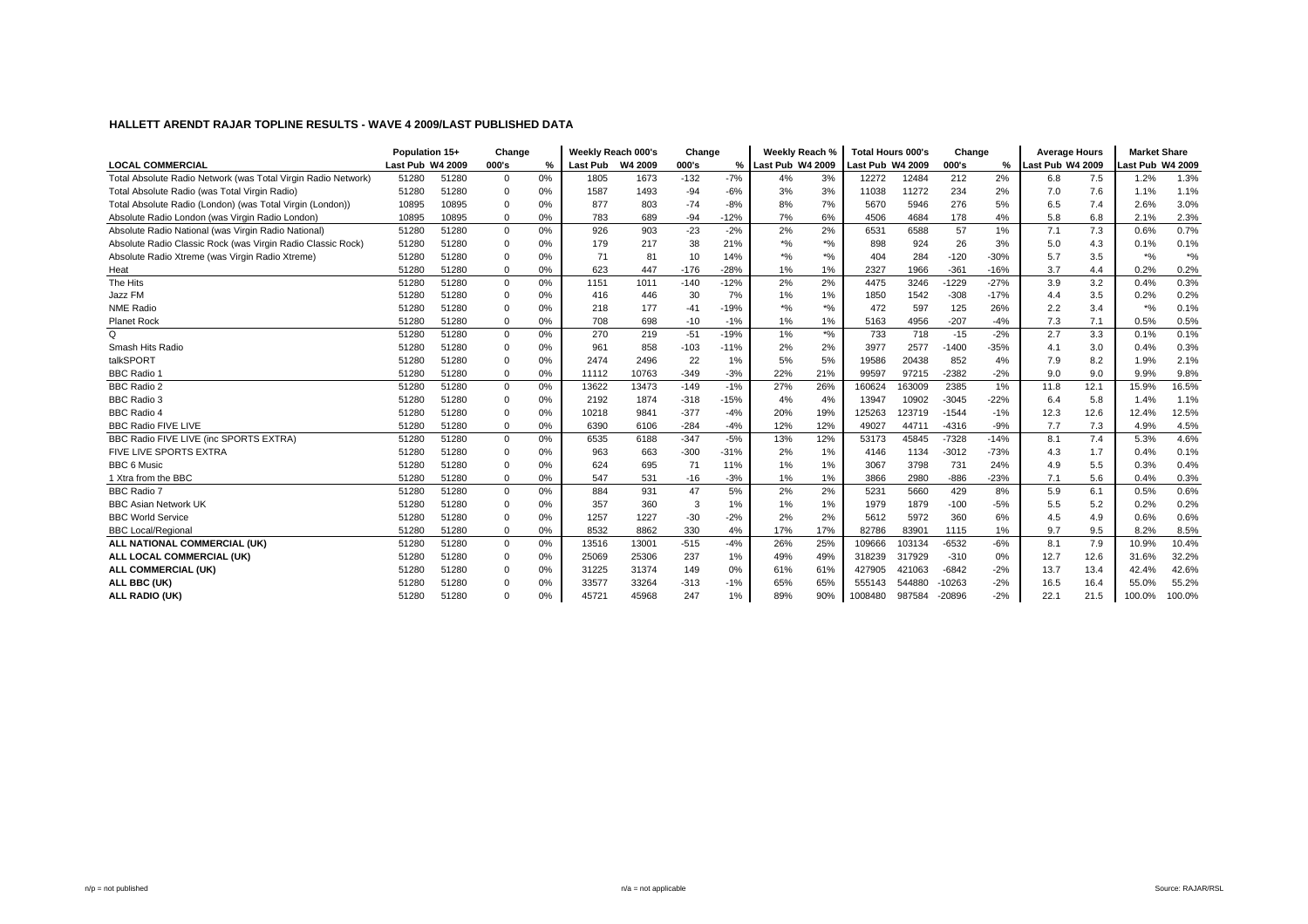# HALLETT ARENDT RAJAR TOPLINE RESULTS - WAVE 4 2009/LAST PUBLISHED DATA

| | Population 15+ | | Change | | Weekly Reach 000's | | Change | | Weekly Reach % | | Total Hours 000's | | Change | | Average Hours | | Market Share | |
|---|---|---|---|---|---|---|---|---|---|---|---|---|---|---|---|---|---|---|
| LOCAL COMMERCIAL | Last Pub | W4 2009 | 000's | % | Last Pub | W4 2009 | 000's | % | Last Pub | W4 2009 | Last Pub | W4 2009 | 000's | % | Last Pub | W4 2009 | Last Pub | W4 2009 |
| Total Absolute Radio Network (was Total Virgin Radio Network) | 51280 | 51280 | 0 | 0% | 1805 | 1673 | -132 | -7% | 4% | 3% | 12272 | 12484 | 212 | 2% | 6.8 | 7.5 | 1.2% | 1.3% |
| Total Absolute Radio (was Total Virgin Radio) | 51280 | 51280 | 0 | 0% | 1587 | 1493 | -94 | -6% | 3% | 3% | 11038 | 11272 | 234 | 2% | 7.0 | 7.6 | 1.1% | 1.1% |
| Total Absolute Radio (London) (was Total Virgin (London)) | 10895 | 10895 | 0 | 0% | 877 | 803 | -74 | -8% | 8% | 7% | 5670 | 5946 | 276 | 5% | 6.5 | 7.4 | 2.6% | 3.0% |
| Absolute Radio London (was Virgin Radio London) | 10895 | 10895 | 0 | 0% | 783 | 689 | -94 | -12% | 7% | 6% | 4506 | 4684 | 178 | 4% | 5.8 | 6.8 | 2.1% | 2.3% |
| Absolute Radio National (was Virgin Radio National) | 51280 | 51280 | 0 | 0% | 926 | 903 | -23 | -2% | 2% | 2% | 6531 | 6588 | 57 | 1% | 7.1 | 7.3 | 0.6% | 0.7% |
| Absolute Radio Classic Rock (was Virgin Radio Classic Rock) | 51280 | 51280 | 0 | 0% | 179 | 217 | 38 | 21% | *% | *% | 898 | 924 | 26 | 3% | 5.0 | 4.3 | 0.1% | 0.1% |
| Absolute Radio Xtreme (was Virgin Radio Xtreme) | 51280 | 51280 | 0 | 0% | 71 | 81 | 10 | 14% | *% | *% | 404 | 284 | -120 | -30% | 5.7 | 3.5 | *% | *% |
| Heat | 51280 | 51280 | 0 | 0% | 623 | 447 | -176 | -28% | 1% | 1% | 2327 | 1966 | -361 | -16% | 3.7 | 4.4 | 0.2% | 0.2% |
| The Hits | 51280 | 51280 | 0 | 0% | 1151 | 1011 | -140 | -12% | 2% | 2% | 4475 | 3246 | -1229 | -27% | 3.9 | 3.2 | 0.4% | 0.3% |
| Jazz FM | 51280 | 51280 | 0 | 0% | 416 | 446 | 30 | 7% | 1% | 1% | 1850 | 1542 | -308 | -17% | 4.4 | 3.5 | 0.2% | 0.2% |
| NME Radio | 51280 | 51280 | 0 | 0% | 218 | 177 | -41 | -19% | *% | *% | 472 | 597 | 125 | 26% | 2.2 | 3.4 | *% | 0.1% |
| Planet Rock | 51280 | 51280 | 0 | 0% | 708 | 698 | -10 | -1% | 1% | 1% | 5163 | 4956 | -207 | -4% | 7.3 | 7.1 | 0.5% | 0.5% |
| Q | 51280 | 51280 | 0 | 0% | 270 | 219 | -51 | -19% | 1% | *% | 733 | 718 | -15 | -2% | 2.7 | 3.3 | 0.1% | 0.1% |
| Smash Hits Radio | 51280 | 51280 | 0 | 0% | 961 | 858 | -103 | -11% | 2% | 2% | 3977 | 2577 | -1400 | -35% | 4.1 | 3.0 | 0.4% | 0.3% |
| talkSPORT | 51280 | 51280 | 0 | 0% | 2474 | 2496 | 22 | 1% | 5% | 5% | 19586 | 20438 | 852 | 4% | 7.9 | 8.2 | 1.9% | 2.1% |
| BBC Radio 1 | 51280 | 51280 | 0 | 0% | 11112 | 10763 | -349 | -3% | 22% | 21% | 99597 | 97215 | -2382 | -2% | 9.0 | 9.0 | 9.9% | 9.8% |
| BBC Radio 2 | 51280 | 51280 | 0 | 0% | 13622 | 13473 | -149 | -1% | 27% | 26% | 160624 | 163009 | 2385 | 1% | 11.8 | 12.1 | 15.9% | 16.5% |
| BBC Radio 3 | 51280 | 51280 | 0 | 0% | 2192 | 1874 | -318 | -15% | 4% | 4% | 13947 | 10902 | -3045 | -22% | 6.4 | 5.8 | 1.4% | 1.1% |
| BBC Radio 4 | 51280 | 51280 | 0 | 0% | 10218 | 9841 | -377 | -4% | 20% | 19% | 125263 | 123719 | -1544 | -1% | 12.3 | 12.6 | 12.4% | 12.5% |
| BBC Radio FIVE LIVE | 51280 | 51280 | 0 | 0% | 6390 | 6106 | -284 | -4% | 12% | 12% | 49027 | 44711 | -4316 | -9% | 7.7 | 7.3 | 4.9% | 4.5% |
| BBC Radio FIVE LIVE (inc SPORTS EXTRA) | 51280 | 51280 | 0 | 0% | 6535 | 6188 | -347 | -5% | 13% | 12% | 53173 | 45845 | -7328 | -14% | 8.1 | 7.4 | 5.3% | 4.6% |
| FIVE LIVE SPORTS EXTRA | 51280 | 51280 | 0 | 0% | 963 | 663 | -300 | -31% | 2% | 1% | 4146 | 1134 | -3012 | -73% | 4.3 | 1.7 | 0.4% | 0.1% |
| BBC 6 Music | 51280 | 51280 | 0 | 0% | 624 | 695 | 71 | 11% | 1% | 1% | 3067 | 3798 | 731 | 24% | 4.9 | 5.5 | 0.3% | 0.4% |
| 1 Xtra from the BBC | 51280 | 51280 | 0 | 0% | 547 | 531 | -16 | -3% | 1% | 1% | 3866 | 2980 | -886 | -23% | 7.1 | 5.6 | 0.4% | 0.3% |
| BBC Radio 7 | 51280 | 51280 | 0 | 0% | 884 | 931 | 47 | 5% | 2% | 2% | 5231 | 5660 | 429 | 8% | 5.9 | 6.1 | 0.5% | 0.6% |
| BBC Asian Network UK | 51280 | 51280 | 0 | 0% | 357 | 360 | 3 | 1% | 1% | 1% | 1979 | 1879 | -100 | -5% | 5.5 | 5.2 | 0.2% | 0.2% |
| BBC World Service | 51280 | 51280 | 0 | 0% | 1257 | 1227 | -30 | -2% | 2% | 2% | 5612 | 5972 | 360 | 6% | 4.5 | 4.9 | 0.6% | 0.6% |
| BBC Local/Regional | 51280 | 51280 | 0 | 0% | 8532 | 8862 | 330 | 4% | 17% | 17% | 82786 | 83901 | 1115 | 1% | 9.7 | 9.5 | 8.2% | 8.5% |
| **ALL NATIONAL COMMERCIAL (UK)** | 51280 | 51280 | 0 | 0% | 13516 | 13001 | -515 | -4% | 26% | 25% | 109666 | 103134 | -6532 | -6% | 8.1 | 7.9 | 10.9% | 10.4% |
| **ALL LOCAL COMMERCIAL (UK)** | 51280 | 51280 | 0 | 0% | 25069 | 25306 | 237 | 1% | 49% | 49% | 318239 | 317929 | -310 | 0% | 12.7 | 12.6 | 31.6% | 32.2% |
| **ALL COMMERCIAL (UK)** | 51280 | 51280 | 0 | 0% | 31225 | 31374 | 149 | 0% | 61% | 61% | 427905 | 421063 | -6842 | -2% | 13.7 | 13.4 | 42.4% | 42.6% |
| **ALL BBC (UK)** | 51280 | 51280 | 0 | 0% | 33577 | 33264 | -313 | -1% | 65% | 65% | 555143 | 544880 | -10263 | -2% | 16.5 | 16.4 | 55.0% | 55.2% |
| **ALL RADIO (UK)** | 51280 | 51280 | 0 | 0% | 45721 | 45968 | 247 | 1% | 89% | 90% | 1008480 | 987584 | -20896 | -2% | 22.1 | 21.5 | 100.0% | 100.0% |

n/p = not published

n/a = not applicable

Source: RAJAR/RSL